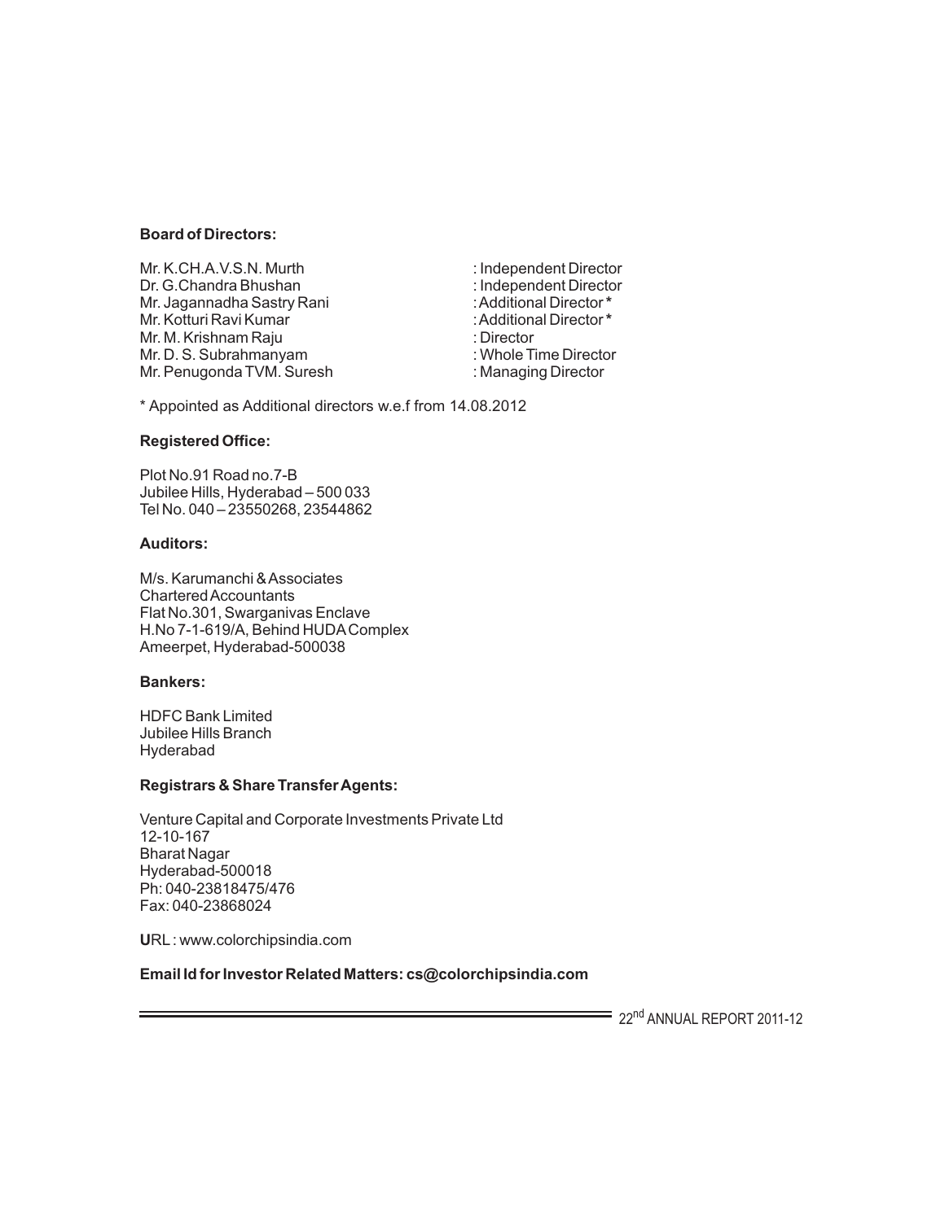**Board of Directors:**

| | |
|---|---|
| Mr. K.CH.A.V.S.N. Murth | : Independent Director |
| Dr. G.Chandra Bhushan | : Independent Director |
| Mr. Jagannadha Sastry Rani | : Additional Director * |
| Mr. Kotturi Ravi Kumar | : Additional Director * |
| Mr. M. Krishnam Raju | : Director |
| Mr. D. S. Subrahmanyam | : Whole Time Director |
| Mr. Penugonda TVM. Suresh | : Managing Director |

\* Appointed as Additional directors w.e.f from 14.08.2012

**Registered Office:**

Plot No.91 Road no.7-B
Jubilee Hills, Hyderabad – 500 033
Tel No. 040 – 23550268, 23544862

**Auditors:**

M/s. Karumanchi & Associates
Chartered Accountants
Flat No.301, Swarganivas Enclave
H.No 7-1-619/A, Behind HUDA Complex
Ameerpet, Hyderabad-500038

**Bankers:**

HDFC Bank Limited
Jubilee Hills Branch
Hyderabad

**Registrars & Share Transfer Agents:**

Venture Capital and Corporate Investments Private Ltd
12-10-167
Bharat Nagar
Hyderabad-500018
Ph: 040-23818475/476
Fax: 040-23868024

URL : www.colorchipsindia.com

**Email Id for Investor Related Matters: cs@colorchipsindia.com**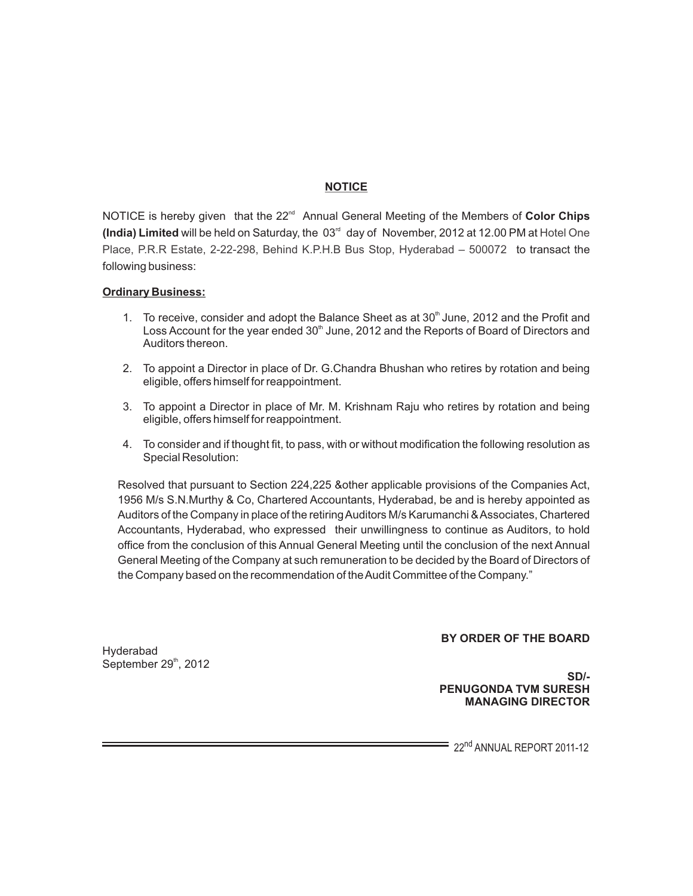## NOTICE

NOTICE is hereby given that the 22nd Annual General Meeting of the Members of **Color Chips (India) Limited** will be held on Saturday, the 03rd day of November, 2012 at 12.00 PM at Hotel One Place, P.R.R Estate, 2-22-298, Behind K.P.H.B Bus Stop, Hyderabad – 500072 to transact the following business:

**Ordinary Business:**

1. To receive, consider and adopt the Balance Sheet as at 30th June, 2012 and the Profit and Loss Account for the year ended 30th June, 2012 and the Reports of Board of Directors and Auditors thereon.

2. To appoint a Director in place of Dr. G.Chandra Bhushan who retires by rotation and being eligible, offers himself for reappointment.

3. To appoint a Director in place of Mr. M. Krishnam Raju who retires by rotation and being eligible, offers himself for reappointment.

4. To consider and if thought fit, to pass, with or without modification the following resolution as Special Resolution:

Resolved that pursuant to Section 224,225 &other applicable provisions of the Companies Act, 1956 M/s S.N.Murthy & Co, Chartered Accountants, Hyderabad, be and is hereby appointed as Auditors of the Company in place of the retiring Auditors M/s Karumanchi & Associates, Chartered Accountants, Hyderabad, who expressed their unwillingness to continue as Auditors, to hold office from the conclusion of this Annual General Meeting until the conclusion of the next Annual General Meeting of the Company at such remuneration to be decided by the Board of Directors of the Company based on the recommendation of the Audit Committee of the Company."

**BY ORDER OF THE BOARD**

Hyderabad
September 29th, 2012

**SD/-**
**PENUGONDA TVM SURESH**
**MANAGING DIRECTOR**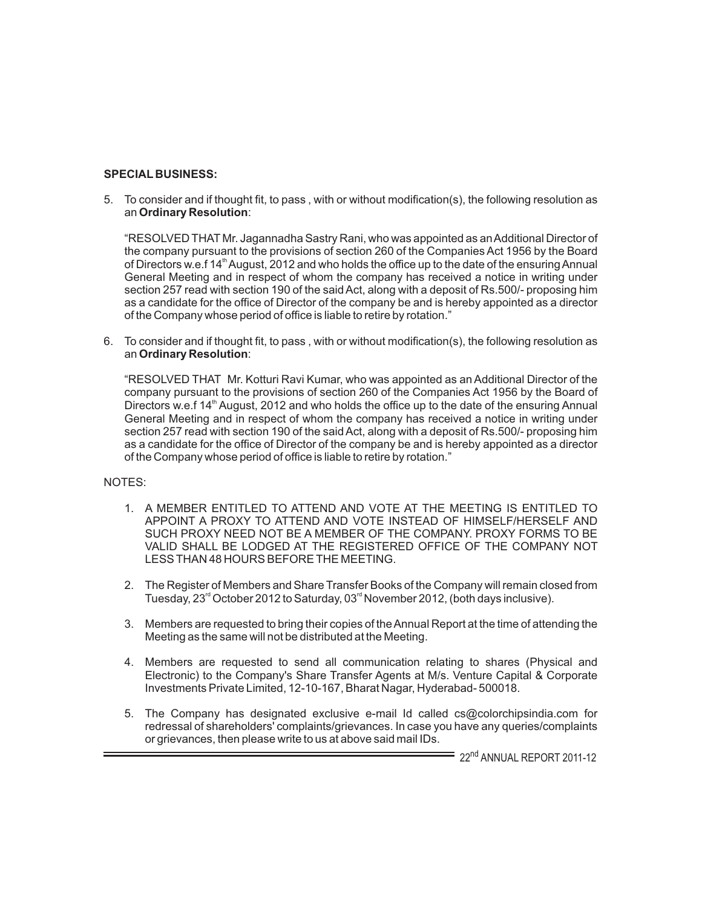**SPECIAL BUSINESS:**

5. To consider and if thought fit, to pass , with or without modification(s), the following resolution as an **Ordinary Resolution**:

   "RESOLVED THAT Mr. Jagannadha Sastry Rani, who was appointed as an Additional Director of the company pursuant to the provisions of section 260 of the Companies Act 1956 by the Board of Directors w.e.f 14th August, 2012 and who holds the office up to the date of the ensuring Annual General Meeting and in respect of whom the company has received a notice in writing under section 257 read with section 190 of the said Act, along with a deposit of Rs.500/- proposing him as a candidate for the office of Director of the company be and is hereby appointed as a director of the Company whose period of office is liable to retire by rotation."

6. To consider and if thought fit, to pass , with or without modification(s), the following resolution as an **Ordinary Resolution**:

   "RESOLVED THAT Mr. Kotturi Ravi Kumar, who was appointed as an Additional Director of the company pursuant to the provisions of section 260 of the Companies Act 1956 by the Board of Directors w.e.f 14th August, 2012 and who holds the office up to the date of the ensuring Annual General Meeting and in respect of whom the company has received a notice in writing under section 257 read with section 190 of the said Act, along with a deposit of Rs.500/- proposing him as a candidate for the office of Director of the company be and is hereby appointed as a director of the Company whose period of office is liable to retire by rotation."

NOTES:

1. A MEMBER ENTITLED TO ATTEND AND VOTE AT THE MEETING IS ENTITLED TO APPOINT A PROXY TO ATTEND AND VOTE INSTEAD OF HIMSELF/HERSELF AND SUCH PROXY NEED NOT BE A MEMBER OF THE COMPANY. PROXY FORMS TO BE VALID SHALL BE LODGED AT THE REGISTERED OFFICE OF THE COMPANY NOT LESS THAN 48 HOURS BEFORE THE MEETING.

2. The Register of Members and Share Transfer Books of the Company will remain closed from Tuesday, 23rd October 2012 to Saturday, 03rd November 2012, (both days inclusive).

3. Members are requested to bring their copies of the Annual Report at the time of attending the Meeting as the same will not be distributed at the Meeting.

4. Members are requested to send all communication relating to shares (Physical and Electronic) to the Company's Share Transfer Agents at M/s. Venture Capital & Corporate Investments Private Limited, 12-10-167, Bharat Nagar, Hyderabad- 500018.

5. The Company has designated exclusive e-mail Id called cs@colorchipsindia.com for redressal of shareholders' complaints/grievances. In case you have any queries/complaints or grievances, then please write to us at above said mail IDs.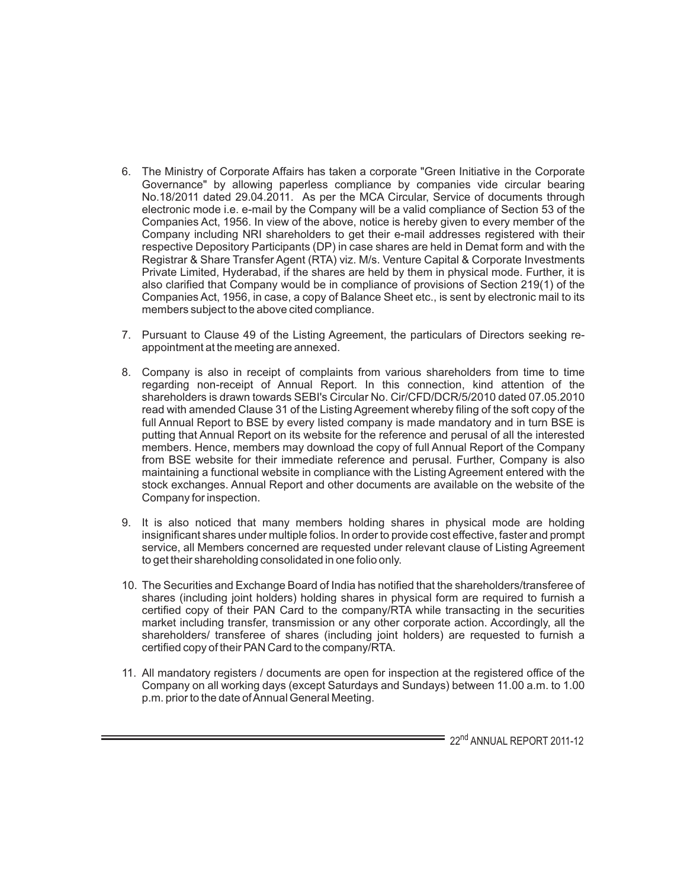6. The Ministry of Corporate Affairs has taken a corporate "Green Initiative in the Corporate Governance" by allowing paperless compliance by companies vide circular bearing No.18/2011 dated 29.04.2011. As per the MCA Circular, Service of documents through electronic mode i.e. e-mail by the Company will be a valid compliance of Section 53 of the Companies Act, 1956. In view of the above, notice is hereby given to every member of the Company including NRI shareholders to get their e-mail addresses registered with their respective Depository Participants (DP) in case shares are held in Demat form and with the Registrar & Share Transfer Agent (RTA) viz. M/s. Venture Capital & Corporate Investments Private Limited, Hyderabad, if the shares are held by them in physical mode. Further, it is also clarified that Company would be in compliance of provisions of Section 219(1) of the Companies Act, 1956, in case, a copy of Balance Sheet etc., is sent by electronic mail to its members subject to the above cited compliance.

7. Pursuant to Clause 49 of the Listing Agreement, the particulars of Directors seeking re-appointment at the meeting are annexed.

8. Company is also in receipt of complaints from various shareholders from time to time regarding non-receipt of Annual Report. In this connection, kind attention of the shareholders is drawn towards SEBI's Circular No. Cir/CFD/DCR/5/2010 dated 07.05.2010 read with amended Clause 31 of the Listing Agreement whereby filing of the soft copy of the full Annual Report to BSE by every listed company is made mandatory and in turn BSE is putting that Annual Report on its website for the reference and perusal of all the interested members. Hence, members may download the copy of full Annual Report of the Company from BSE website for their immediate reference and perusal. Further, Company is also maintaining a functional website in compliance with the Listing Agreement entered with the stock exchanges. Annual Report and other documents are available on the website of the Company for inspection.

9. It is also noticed that many members holding shares in physical mode are holding insignificant shares under multiple folios. In order to provide cost effective, faster and prompt service, all Members concerned are requested under relevant clause of Listing Agreement to get their shareholding consolidated in one folio only.

10. The Securities and Exchange Board of India has notified that the shareholders/transferee of shares (including joint holders) holding shares in physical form are required to furnish a certified copy of their PAN Card to the company/RTA while transacting in the securities market including transfer, transmission or any other corporate action. Accordingly, all the shareholders/ transferee of shares (including joint holders) are requested to furnish a certified copy of their PAN Card to the company/RTA.

11. All mandatory registers / documents are open for inspection at the registered office of the Company on all working days (except Saturdays and Sundays) between 11.00 a.m. to 1.00 p.m. prior to the date of Annual General Meeting.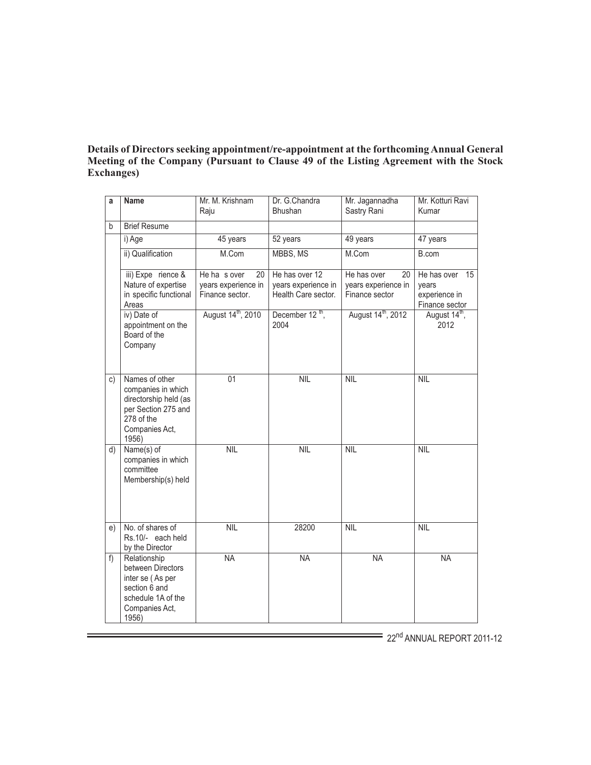**Details of Directors seeking appointment/re-appointment at the forthcoming Annual General Meeting of the Company (Pursuant to Clause 49 of the Listing Agreement with the Stock Exchanges)**

| a | Name | Mr. M. Krishnam Raju | Dr. G.Chandra Bhushan | Mr. Jagannadha Sastry Rani | Mr. Kotturi Ravi Kumar |
|---|---|---|---|---|---|
| b | Brief Resume | | | | |
| | i) Age | 45 years | 52 years | 49 years | 47 years |
| | ii) Qualification | M.Com | MBBS, MS | M.Com | B.com |
| | iii) Expe rience & Nature of expertise in specific functional Areas | He ha s over 20 years experience in Finance sector. | He has over 12 years experience in Health Care sector. | He has over 20 years experience in Finance sector | He has over 15 years experience in Finance sector |
| | iv) Date of appointment on the Board of the Company | August 14th, 2010 | December 12 th, 2004 | August 14th, 2012 | August 14th, 2012 |
| c) | Names of other companies in which directorship held (as per Section 275 and 278 of the Companies Act, 1956) | 01 | NIL | NIL | NIL |
| d) | Name(s) of companies in which committee Membership(s) held | NIL | NIL | NIL | NIL |
| e) | No. of shares of Rs.10/- each held by the Director | NIL | 28200 | NIL | NIL |
| f) | Relationship between Directors inter se ( As per section 6 and schedule 1A of the Companies Act, 1956) | NA | NA | NA | NA |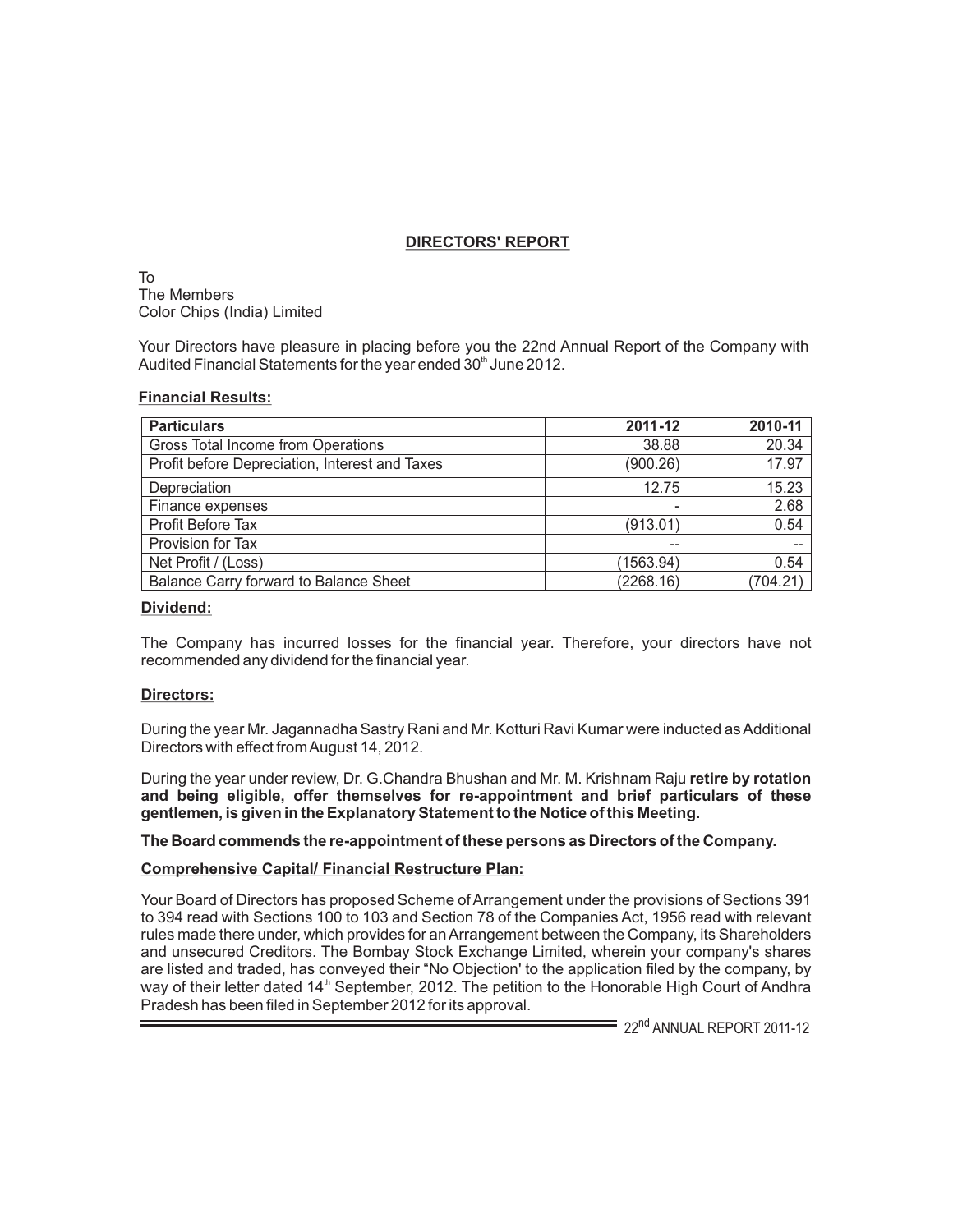## DIRECTORS' REPORT

To
The Members
Color Chips (India) Limited

Your Directors have pleasure in placing before you the 22nd Annual Report of the Company with Audited Financial Statements for the year ended 30th June 2012.

### Financial Results:

| Particulars | 2011-12 | 2010-11 |
|---|---|---|
| Gross Total Income from Operations | 38.88 | 20.34 |
| Profit before Depreciation, Interest and Taxes | (900.26) | 17.97 |
| Depreciation | 12.75 | 15.23 |
| Finance expenses | - | 2.68 |
| Profit Before Tax | (913.01) | 0.54 |
| Provision for Tax | -- | -- |
| Net Profit / (Loss) | (1563.94) | 0.54 |
| Balance Carry forward to Balance Sheet | (2268.16) | (704.21) |

### Dividend:

The Company has incurred losses for the financial year. Therefore, your directors have not recommended any dividend for the financial year.

### Directors:

During the year Mr. Jagannadha Sastry Rani and Mr. Kotturi Ravi Kumar were inducted as Additional Directors with effect from August 14, 2012.

During the year under review, Dr. G.Chandra Bhushan and Mr. M. Krishnam Raju **retire by rotation and being eligible, offer themselves for re-appointment and brief particulars of these gentlemen, is given in the Explanatory Statement to the Notice of this Meeting.**

**The Board commends the re-appointment of these persons as Directors of the Company.**

### Comprehensive Capital/ Financial Restructure Plan:

Your Board of Directors has proposed Scheme of Arrangement under the provisions of Sections 391 to 394 read with Sections 100 to 103 and Section 78 of the Companies Act, 1956 read with relevant rules made there under, which provides for an Arrangement between the Company, its Shareholders and unsecured Creditors. The Bombay Stock Exchange Limited, wherein your company's shares are listed and traded, has conveyed their "No Objection' to the application filed by the company, by way of their letter dated 14th September, 2012. The petition to the Honorable High Court of Andhra Pradesh has been filed in September 2012 for its approval.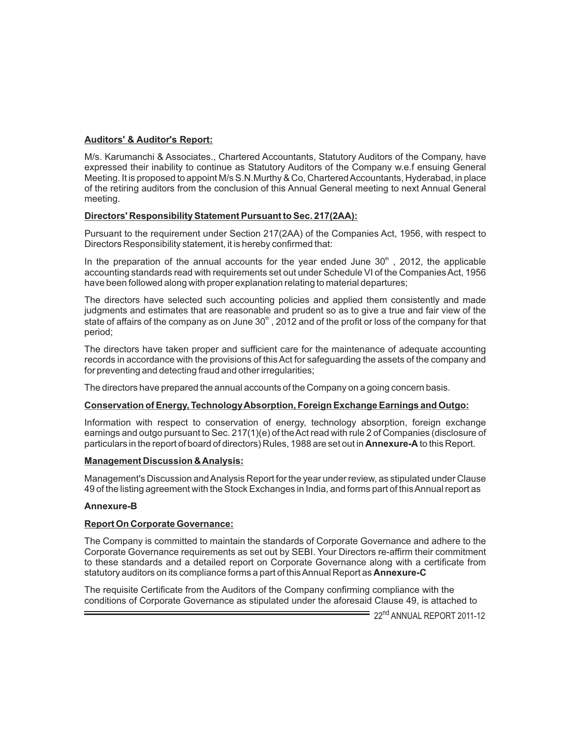**Auditors' & Auditor's Report:**

M/s. Karumanchi & Associates., Chartered Accountants, Statutory Auditors of the Company, have expressed their inability to continue as Statutory Auditors of the Company w.e.f ensuing General Meeting. It is proposed to appoint M/s S.N.Murthy & Co, Chartered Accountants, Hyderabad, in place of the retiring auditors from the conclusion of this Annual General meeting to next Annual General meeting.

**Directors' Responsibility Statement Pursuant to Sec. 217(2AA):**

Pursuant to the requirement under Section 217(2AA) of the Companies Act, 1956, with respect to Directors Responsibility statement, it is hereby confirmed that:

In the preparation of the annual accounts for the year ended June 30th , 2012, the applicable accounting standards read with requirements set out under Schedule VI of the Companies Act, 1956 have been followed along with proper explanation relating to material departures;

The directors have selected such accounting policies and applied them consistently and made judgments and estimates that are reasonable and prudent so as to give a true and fair view of the state of affairs of the company as on June 30th , 2012 and of the profit or loss of the company for that period;

The directors have taken proper and sufficient care for the maintenance of adequate accounting records in accordance with the provisions of this Act for safeguarding the assets of the company and for preventing and detecting fraud and other irregularities;

The directors have prepared the annual accounts of the Company on a going concern basis.

**Conservation of Energy, Technology Absorption, Foreign Exchange Earnings and Outgo:**

Information with respect to conservation of energy, technology absorption, foreign exchange earnings and outgo pursuant to Sec. 217(1)(e) of the Act read with rule 2 of Companies (disclosure of particulars in the report of board of directors) Rules, 1988 are set out in **Annexure-A** to this Report.

**Management Discussion & Analysis:**

Management's Discussion and Analysis Report for the year under review, as stipulated under Clause 49 of the listing agreement with the Stock Exchanges in India, and forms part of this Annual report as

**Annexure-B**

**Report On Corporate Governance:**

The Company is committed to maintain the standards of Corporate Governance and adhere to the Corporate Governance requirements as set out by SEBI. Your Directors re-affirm their commitment to these standards and a detailed report on Corporate Governance along with a certificate from statutory auditors on its compliance forms a part of this Annual Report as **Annexure-C**

The requisite Certificate from the Auditors of the Company confirming compliance with the conditions of Corporate Governance as stipulated under the aforesaid Clause 49, is attached to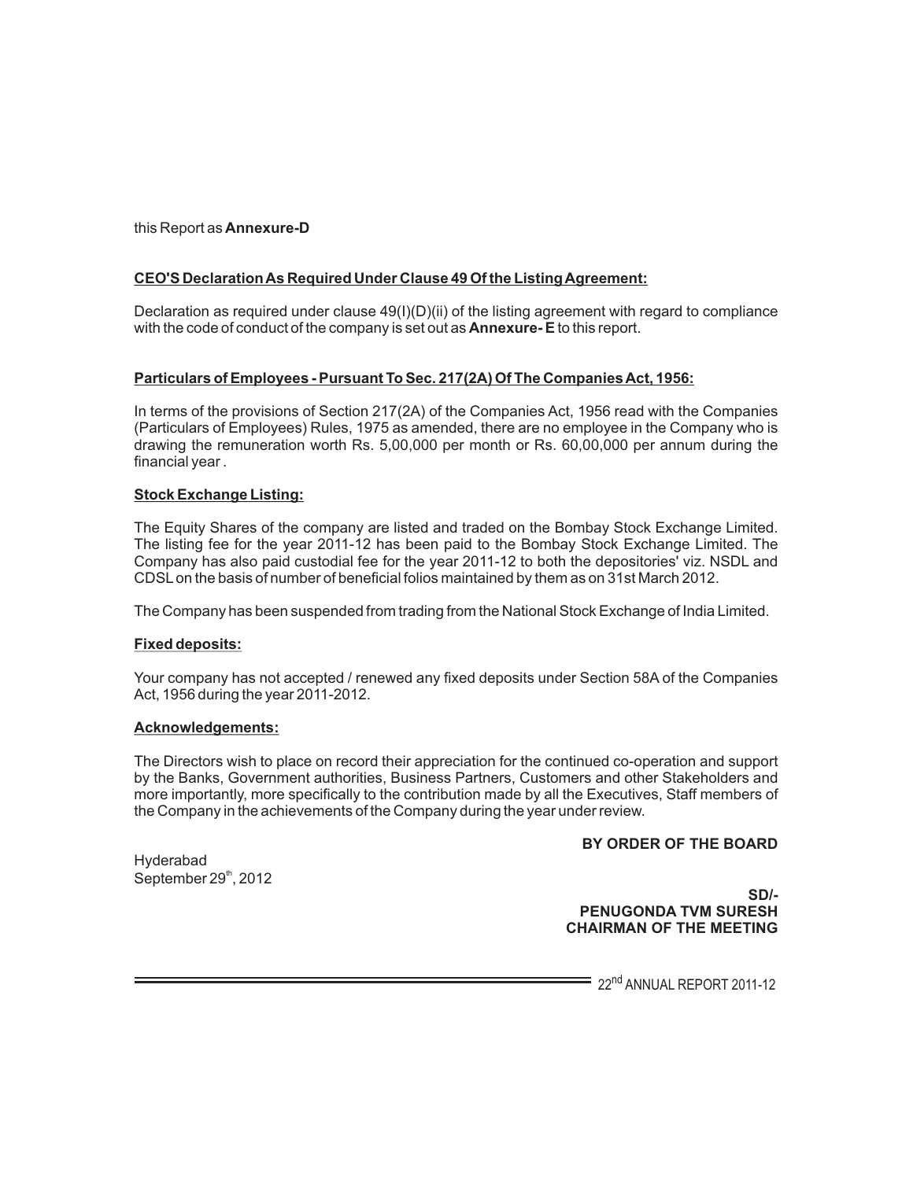this Report as **Annexure-D**

**CEO'S Declaration As Required Under Clause 49 Of the Listing Agreement:**

Declaration as required under clause 49(I)(D)(ii) of the listing agreement with regard to compliance with the code of conduct of the company is set out as **Annexure- E** to this report.

**Particulars of Employees - Pursuant To Sec. 217(2A) Of The Companies Act, 1956:**

In terms of the provisions of Section 217(2A) of the Companies Act, 1956 read with the Companies (Particulars of Employees) Rules, 1975 as amended, there are no employee in the Company who is drawing the remuneration worth Rs. 5,00,000 per month or Rs. 60,00,000 per annum during the financial year .

**Stock Exchange Listing:**

The Equity Shares of the company are listed and traded on the Bombay Stock Exchange Limited. The listing fee for the year 2011-12 has been paid to the Bombay Stock Exchange Limited. The Company has also paid custodial fee for the year 2011-12 to both the depositories' viz. NSDL and CDSL on the basis of number of beneficial folios maintained by them as on 31st March 2012.

The Company has been suspended from trading from the National Stock Exchange of India Limited.

**Fixed deposits:**

Your company has not accepted / renewed any fixed deposits under Section 58A of the Companies Act, 1956 during the year 2011-2012.

**Acknowledgements:**

The Directors wish to place on record their appreciation for the continued co-operation and support by the Banks, Government authorities, Business Partners, Customers and other Stakeholders and more importantly, more specifically to the contribution made by all the Executives, Staff members of the Company in the achievements of the Company during the year under review.

**BY ORDER OF THE BOARD**

Hyderabad
September 29th, 2012

**SD/-**
**PENUGONDA TVM SURESH**
**CHAIRMAN OF THE MEETING**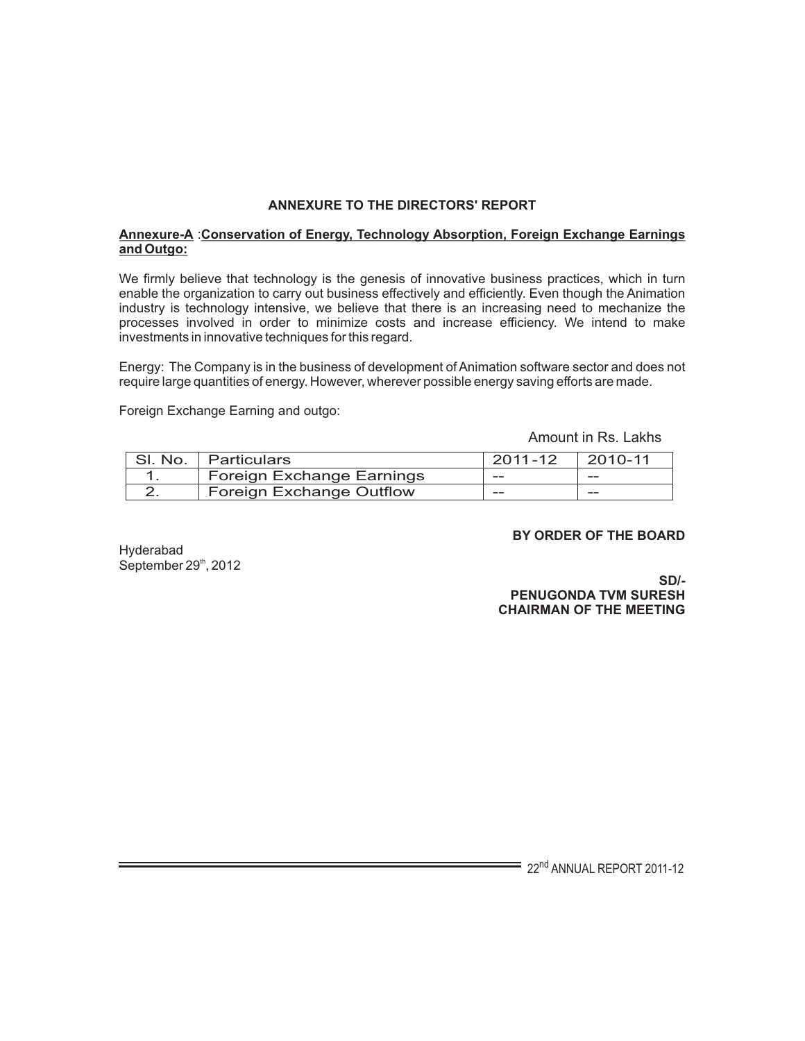## ANNEXURE TO THE DIRECTORS' REPORT

**Annexure-A** :**Conservation of Energy, Technology Absorption, Foreign Exchange Earnings and Outgo:**

We firmly believe that technology is the genesis of innovative business practices, which in turn enable the organization to carry out business effectively and efficiently. Even though the Animation industry is technology intensive, we believe that there is an increasing need to mechanize the processes involved in order to minimize costs and increase efficiency. We intend to make investments in innovative techniques for this regard.

Energy: The Company is in the business of development of Animation software sector and does not require large quantities of energy. However, wherever possible energy saving efforts are made.

Foreign Exchange Earning and outgo:

Amount in Rs. Lakhs

| Sl. No. | Particulars | 2011-12 | 2010-11 |
|---|---|---|---|
| 1. | Foreign Exchange Earnings | -- | -- |
| 2. | Foreign Exchange Outflow | -- | -- |

**BY ORDER OF THE BOARD**

Hyderabad
September 29th, 2012

**SD/-**
**PENUGONDA TVM SURESH**
**CHAIRMAN OF THE MEETING**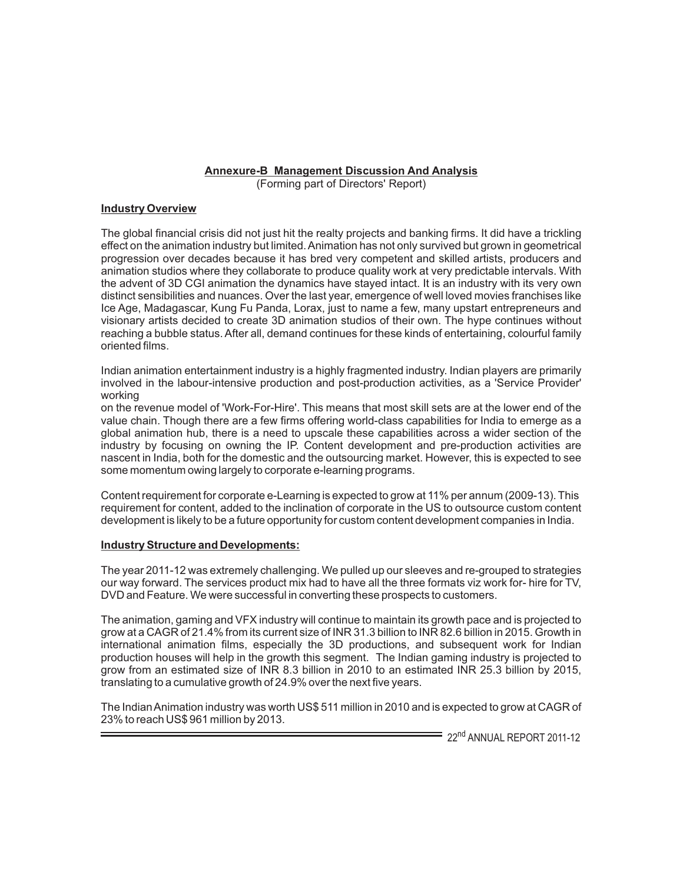## Annexure-B Management Discussion And Analysis

(Forming part of Directors' Report)

### Industry Overview

The global financial crisis did not just hit the realty projects and banking firms. It did have a trickling effect on the animation industry but limited. Animation has not only survived but grown in geometrical progression over decades because it has bred very competent and skilled artists, producers and animation studios where they collaborate to produce quality work at very predictable intervals. With the advent of 3D CGI animation the dynamics have stayed intact. It is an industry with its very own distinct sensibilities and nuances. Over the last year, emergence of well loved movies franchises like Ice Age, Madagascar, Kung Fu Panda, Lorax, just to name a few, many upstart entrepreneurs and visionary artists decided to create 3D animation studios of their own. The hype continues without reaching a bubble status. After all, demand continues for these kinds of entertaining, colourful family oriented films.

Indian animation entertainment industry is a highly fragmented industry. Indian players are primarily involved in the labour-intensive production and post-production activities, as a 'Service Provider' working on the revenue model of 'Work-For-Hire'. This means that most skill sets are at the lower end of the value chain. Though there are a few firms offering world-class capabilities for India to emerge as a global animation hub, there is a need to upscale these capabilities across a wider section of the industry by focusing on owning the IP. Content development and pre-production activities are nascent in India, both for the domestic and the outsourcing market. However, this is expected to see some momentum owing largely to corporate e-learning programs.

Content requirement for corporate e-Learning is expected to grow at 11% per annum (2009-13). This requirement for content, added to the inclination of corporate in the US to outsource custom content development is likely to be a future opportunity for custom content development companies in India.

### Industry Structure and Developments:

The year 2011-12 was extremely challenging. We pulled up our sleeves and re-grouped to strategies our way forward. The services product mix had to have all the three formats viz work for- hire for TV, DVD and Feature. We were successful in converting these prospects to customers.

The animation, gaming and VFX industry will continue to maintain its growth pace and is projected to grow at a CAGR of 21.4% from its current size of INR 31.3 billion to INR 82.6 billion in 2015. Growth in international animation films, especially the 3D productions, and subsequent work for Indian production houses will help in the growth this segment. The Indian gaming industry is projected to grow from an estimated size of INR 8.3 billion in 2010 to an estimated INR 25.3 billion by 2015, translating to a cumulative growth of 24.9% over the next five years.

The Indian Animation industry was worth US$ 511 million in 2010 and is expected to grow at CAGR of 23% to reach US$ 961 million by 2013.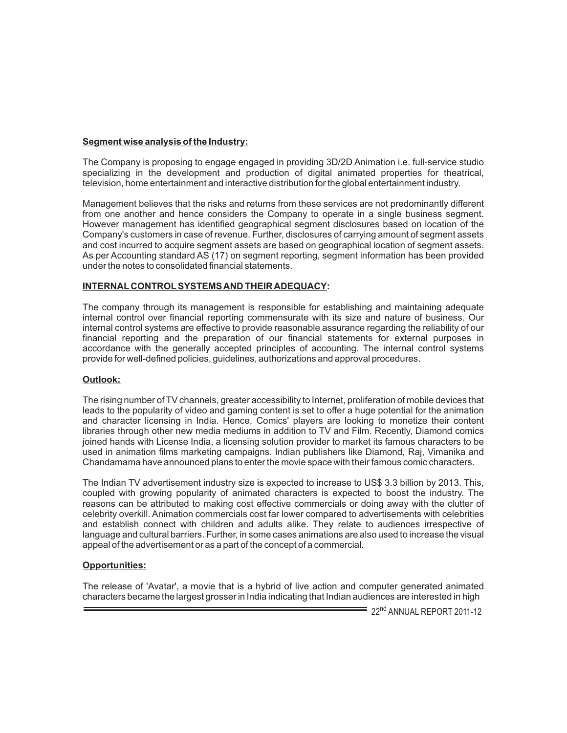**Segment wise analysis of the Industry:**

The Company is proposing to engage engaged in providing 3D/2D Animation i.e. full-service studio specializing in the development and production of digital animated properties for theatrical, television, home entertainment and interactive distribution for the global entertainment industry.

Management believes that the risks and returns from these services are not predominantly different from one another and hence considers the Company to operate in a single business segment. However management has identified geographical segment disclosures based on location of the Company's customers in case of revenue. Further, disclosures of carrying amount of segment assets and cost incurred to acquire segment assets are based on geographical location of segment assets. As per Accounting standard AS (17) on segment reporting, segment information has been provided under the notes to consolidated financial statements.

**INTERNAL CONTROL SYSTEMS AND THEIR ADEQUACY:**

The company through its management is responsible for establishing and maintaining adequate internal control over financial reporting commensurate with its size and nature of business. Our internal control systems are effective to provide reasonable assurance regarding the reliability of our financial reporting and the preparation of our financial statements for external purposes in accordance with the generally accepted principles of accounting. The internal control systems provide for well-defined policies, guidelines, authorizations and approval procedures.

**Outlook:**

The rising number of TV channels, greater accessibility to Internet, proliferation of mobile devices that leads to the popularity of video and gaming content is set to offer a huge potential for the animation and character licensing in India. Hence, Comics' players are looking to monetize their content libraries through other new media mediums in addition to TV and Film. Recently, Diamond comics joined hands with License India, a licensing solution provider to market its famous characters to be used in animation films marketing campaigns. Indian publishers like Diamond, Raj, Vimanika and Chandamama have announced plans to enter the movie space with their famous comic characters.

The Indian TV advertisement industry size is expected to increase to US$ 3.3 billion by 2013. This, coupled with growing popularity of animated characters is expected to boost the industry. The reasons can be attributed to making cost effective commercials or doing away with the clutter of celebrity overkill. Animation commercials cost far lower compared to advertisements with celebrities and establish connect with children and adults alike. They relate to audiences irrespective of language and cultural barriers. Further, in some cases animations are also used to increase the visual appeal of the advertisement or as a part of the concept of a commercial.

**Opportunities:**

The release of 'Avatar', a movie that is a hybrid of live action and computer generated animated characters became the largest grosser in India indicating that Indian audiences are interested in high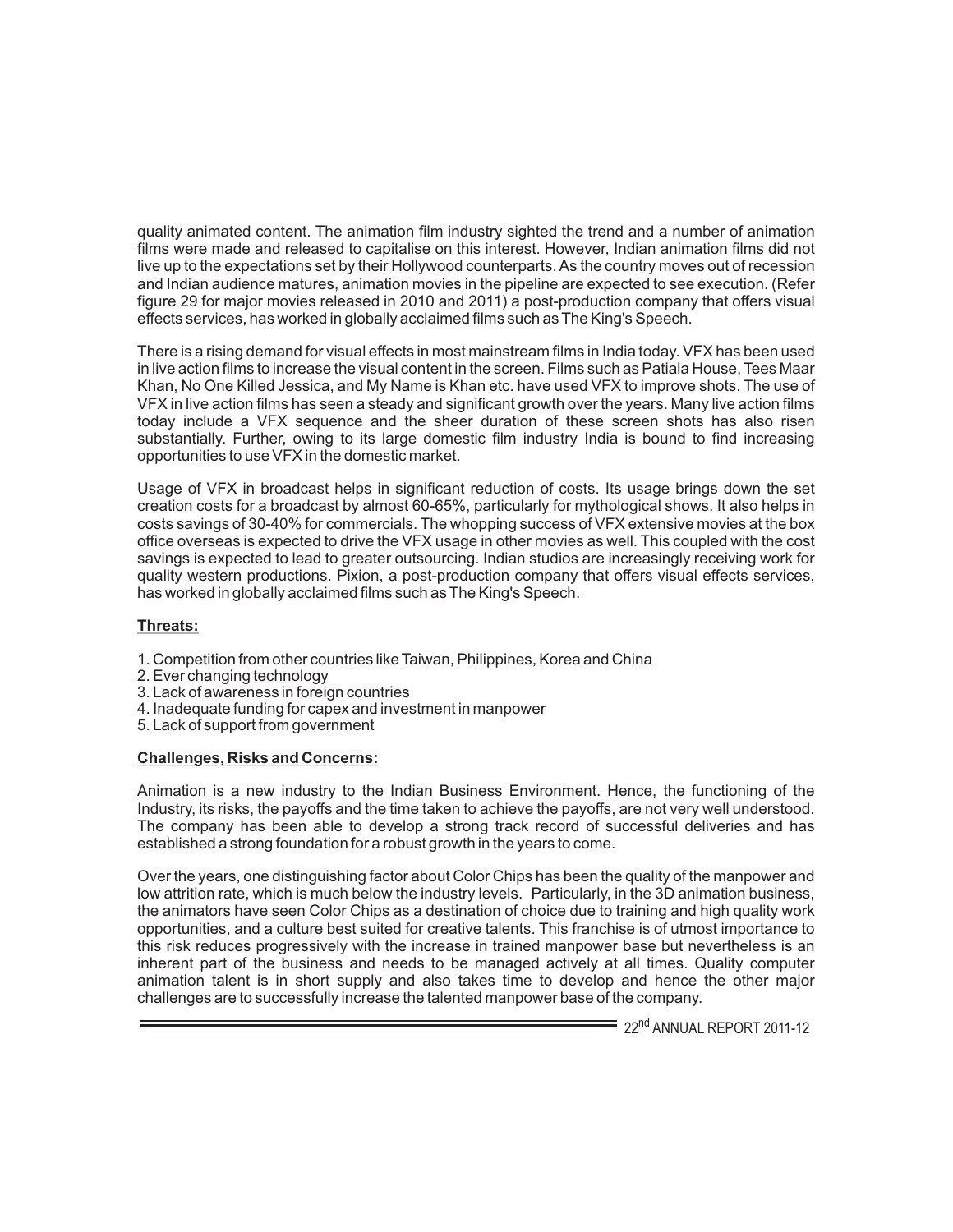quality animated content. The animation film industry sighted the trend and a number of animation films were made and released to capitalise on this interest. However, Indian animation films did not live up to the expectations set by their Hollywood counterparts. As the country moves out of recession and Indian audience matures, animation movies in the pipeline are expected to see execution. (Refer figure 29 for major movies released in 2010 and 2011) a post-production company that offers visual effects services, has worked in globally acclaimed films such as The King's Speech.

There is a rising demand for visual effects in most mainstream films in India today. VFX has been used in live action films to increase the visual content in the screen. Films such as Patiala House, Tees Maar Khan, No One Killed Jessica, and My Name is Khan etc. have used VFX to improve shots. The use of VFX in live action films has seen a steady and significant growth over the years. Many live action films today include a VFX sequence and the sheer duration of these screen shots has also risen substantially. Further, owing to its large domestic film industry India is bound to find increasing opportunities to use VFX in the domestic market.

Usage of VFX in broadcast helps in significant reduction of costs. Its usage brings down the set creation costs for a broadcast by almost 60-65%, particularly for mythological shows. It also helps in costs savings of 30-40% for commercials. The whopping success of VFX extensive movies at the box office overseas is expected to drive the VFX usage in other movies as well. This coupled with the cost savings is expected to lead to greater outsourcing. Indian studios are increasingly receiving work for quality western productions. Pixion, a post-production company that offers visual effects services, has worked in globally acclaimed films such as The King's Speech.

**Threats:**

1. Competition from other countries like Taiwan, Philippines, Korea and China
2. Ever changing technology
3. Lack of awareness in foreign countries
4. Inadequate funding for capex and investment in manpower
5. Lack of support from government

**Challenges, Risks and Concerns:**

Animation is a new industry to the Indian Business Environment. Hence, the functioning of the Industry, its risks, the payoffs and the time taken to achieve the payoffs, are not very well understood. The company has been able to develop a strong track record of successful deliveries and has established a strong foundation for a robust growth in the years to come.

Over the years, one distinguishing factor about Color Chips has been the quality of the manpower and low attrition rate, which is much below the industry levels. Particularly, in the 3D animation business, the animators have seen Color Chips as a destination of choice due to training and high quality work opportunities, and a culture best suited for creative talents. This franchise is of utmost importance to this risk reduces progressively with the increase in trained manpower base but nevertheless is an inherent part of the business and needs to be managed actively at all times. Quality computer animation talent is in short supply and also takes time to develop and hence the other major challenges are to successfully increase the talented manpower base of the company.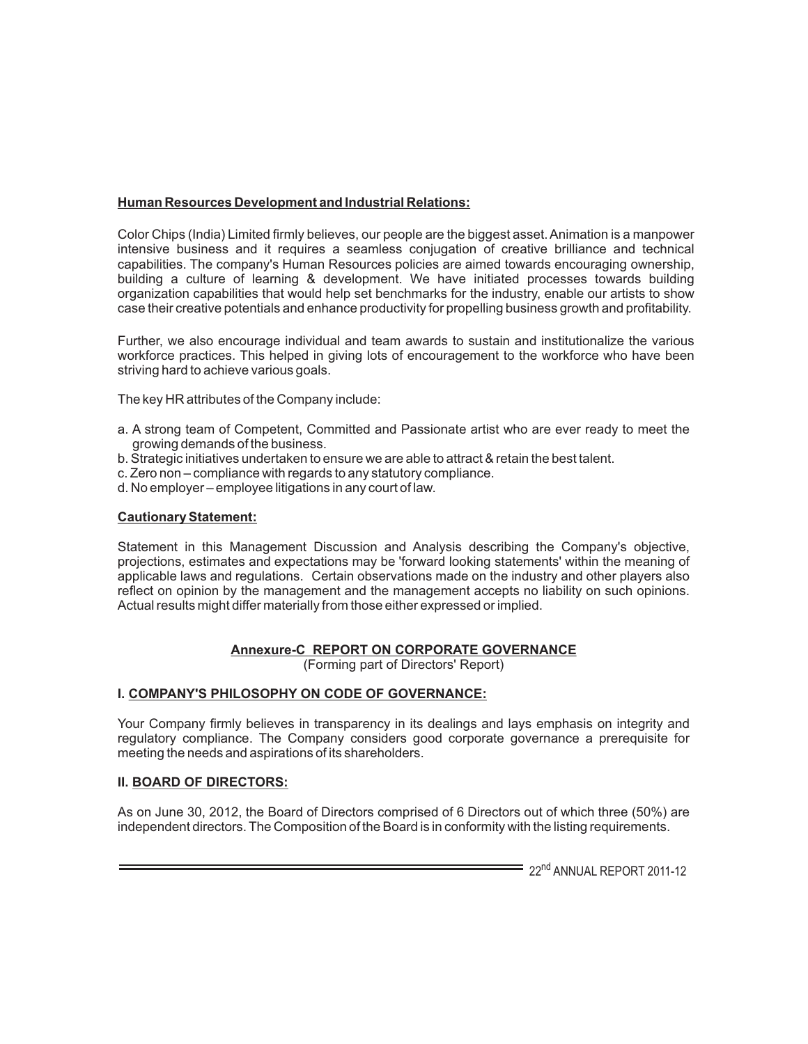**Human Resources Development and Industrial Relations:**

Color Chips (India) Limited firmly believes, our people are the biggest asset. Animation is a manpower intensive business and it requires a seamless conjugation of creative brilliance and technical capabilities. The company's Human Resources policies are aimed towards encouraging ownership, building a culture of learning & development. We have initiated processes towards building organization capabilities that would help set benchmarks for the industry, enable our artists to show case their creative potentials and enhance productivity for propelling business growth and profitability.

Further, we also encourage individual and team awards to sustain and institutionalize the various workforce practices. This helped in giving lots of encouragement to the workforce who have been striving hard to achieve various goals.

The key HR attributes of the Company include:

a. A strong team of Competent, Committed and Passionate artist who are ever ready to meet the growing demands of the business.
b. Strategic initiatives undertaken to ensure we are able to attract & retain the best talent.
c. Zero non – compliance with regards to any statutory compliance.
d. No employer – employee litigations in any court of law.

**Cautionary Statement:**

Statement in this Management Discussion and Analysis describing the Company's objective, projections, estimates and expectations may be 'forward looking statements' within the meaning of applicable laws and regulations. Certain observations made on the industry and other players also reflect on opinion by the management and the management accepts no liability on such opinions. Actual results might differ materially from those either expressed or implied.

## Annexure-C REPORT ON CORPORATE GOVERNANCE

(Forming part of Directors' Report)

### I. COMPANY'S PHILOSOPHY ON CODE OF GOVERNANCE:

Your Company firmly believes in transparency in its dealings and lays emphasis on integrity and regulatory compliance. The Company considers good corporate governance a prerequisite for meeting the needs and aspirations of its shareholders.

### II. BOARD OF DIRECTORS:

As on June 30, 2012, the Board of Directors comprised of 6 Directors out of which three (50%) are independent directors. The Composition of the Board is in conformity with the listing requirements.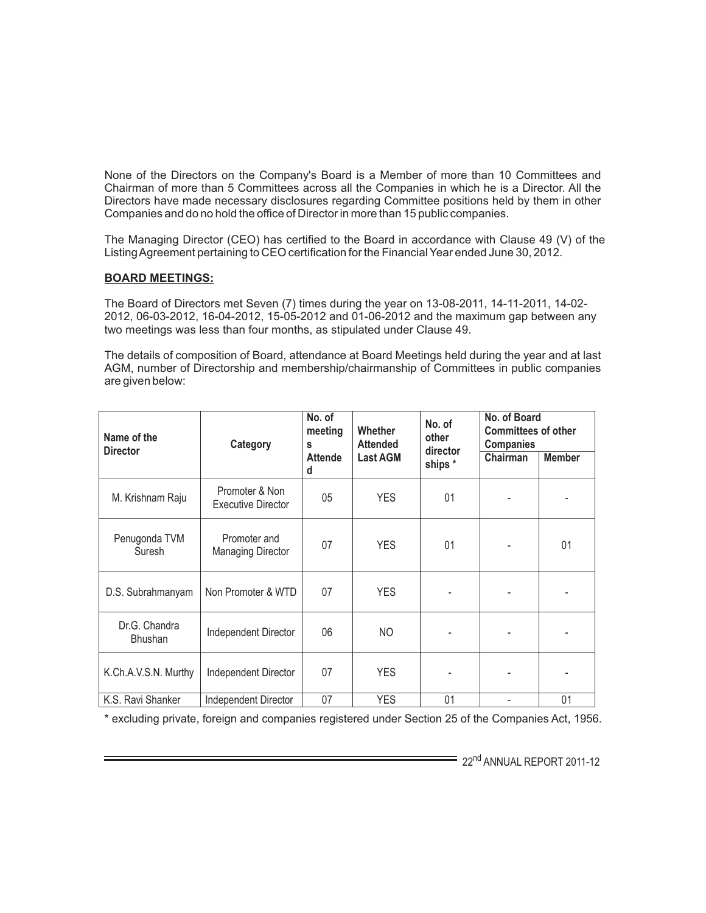None of the Directors on the Company's Board is a Member of more than 10 Committees and Chairman of more than 5 Committees across all the Companies in which he is a Director. All the Directors have made necessary disclosures regarding Committee positions held by them in other Companies and do no hold the office of Director in more than 15 public companies.

The Managing Director (CEO) has certified to the Board in accordance with Clause 49 (V) of the Listing Agreement pertaining to CEO certification for the Financial Year ended June 30, 2012.

**BOARD MEETINGS:**

The Board of Directors met Seven (7) times during the year on 13-08-2011, 14-11-2011, 14-02-2012, 06-03-2012, 16-04-2012, 15-05-2012 and 01-06-2012 and the maximum gap between any two meetings was less than four months, as stipulated under Clause 49.

The details of composition of Board, attendance at Board Meetings held during the year and at last AGM, number of Directorship and membership/chairmanship of Committees in public companies are given below:

| Name of the Director | Category | No. of meetings Attended | Whether Attended Last AGM | No. of other directorships * | No. of Board Committees of other Companies | |
|---|---|---|---|---|---|---|
| | | | | | Chairman | Member |
| M. Krishnam Raju | Promoter & Non Executive Director | 05 | YES | 01 | - | - |
| Penugonda TVM Suresh | Promoter and Managing Director | 07 | YES | 01 | - | 01 |
| D.S. Subrahmanyam | Non Promoter & WTD | 07 | YES | - | - | - |
| Dr.G. Chandra Bhushan | Independent Director | 06 | NO | - | - | - |
| K.Ch.A.V.S.N. Murthy | Independent Director | 07 | YES | - | - | - |
| K.S. Ravi Shanker | Independent Director | 07 | YES | 01 | - | 01 |

* excluding private, foreign and companies registered under Section 25 of the Companies Act, 1956.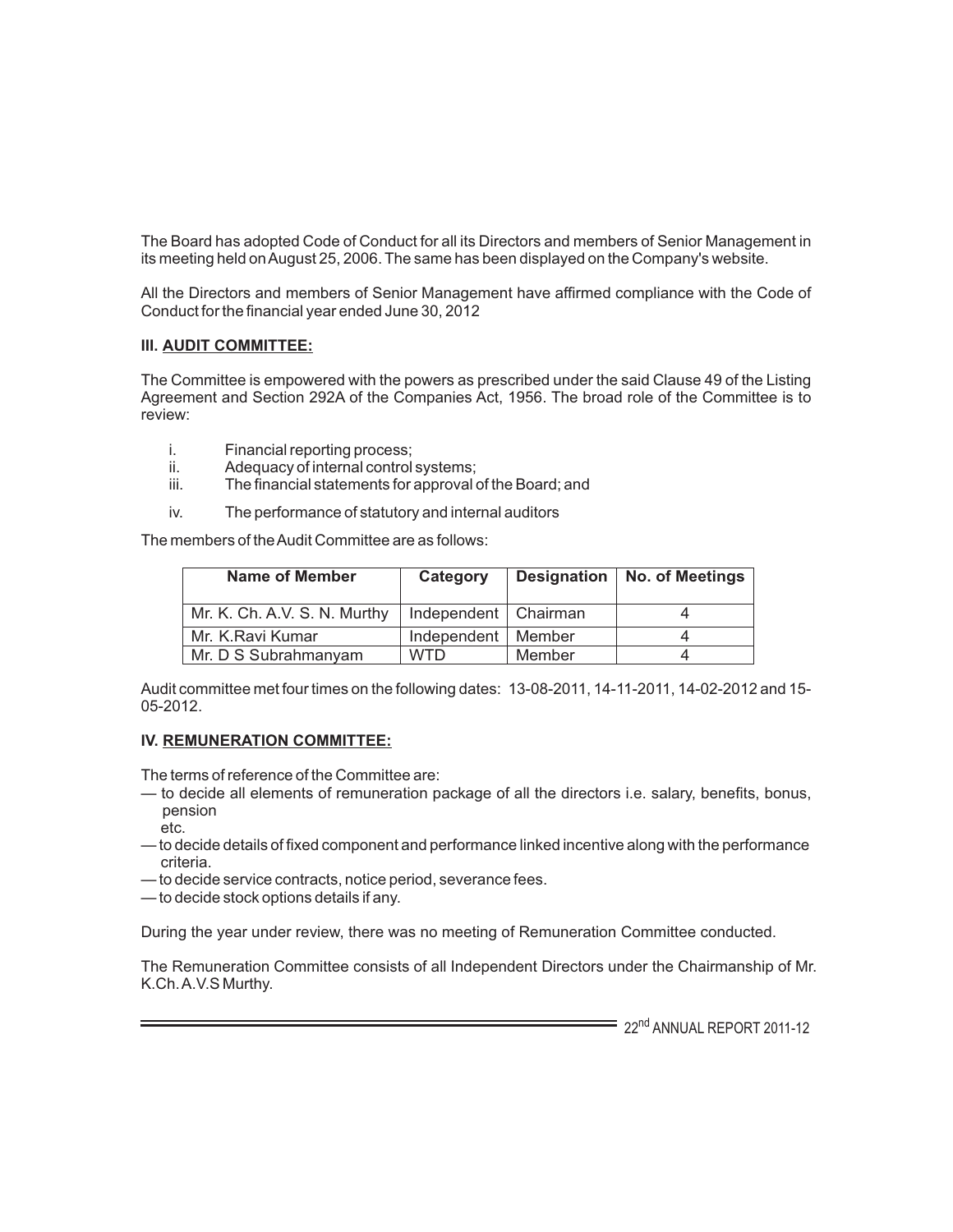The Board has adopted Code of Conduct for all its Directors and members of Senior Management in its meeting held on August 25, 2006. The same has been displayed on the Company's website.

All the Directors and members of Senior Management have affirmed compliance with the Code of Conduct for the financial year ended June 30, 2012

### III. AUDIT COMMITTEE:

The Committee is empowered with the powers as prescribed under the said Clause 49 of the Listing Agreement and Section 292A of the Companies Act, 1956. The broad role of the Committee is to review:

i. Financial reporting process;
ii. Adequacy of internal control systems;
iii. The financial statements for approval of the Board; and
iv. The performance of statutory and internal auditors

The members of the Audit Committee are as follows:

| Name of Member | Category | Designation | No. of Meetings |
|---|---|---|---|
| Mr. K. Ch. A.V. S. N. Murthy | Independent | Chairman | 4 |
| Mr. K.Ravi Kumar | Independent | Member | 4 |
| Mr. D S Subrahmanyam | WTD | Member | 4 |

Audit committee met four times on the following dates: 13-08-2011, 14-11-2011, 14-02-2012 and 15-05-2012.

### IV. REMUNERATION COMMITTEE:

The terms of reference of the Committee are:

— to decide all elements of remuneration package of all the directors i.e. salary, benefits, bonus, pension etc.
— to decide details of fixed component and performance linked incentive along with the performance criteria.
— to decide service contracts, notice period, severance fees.
— to decide stock options details if any.

During the year under review, there was no meeting of Remuneration Committee conducted.

The Remuneration Committee consists of all Independent Directors under the Chairmanship of Mr. K.Ch. A.V.S Murthy.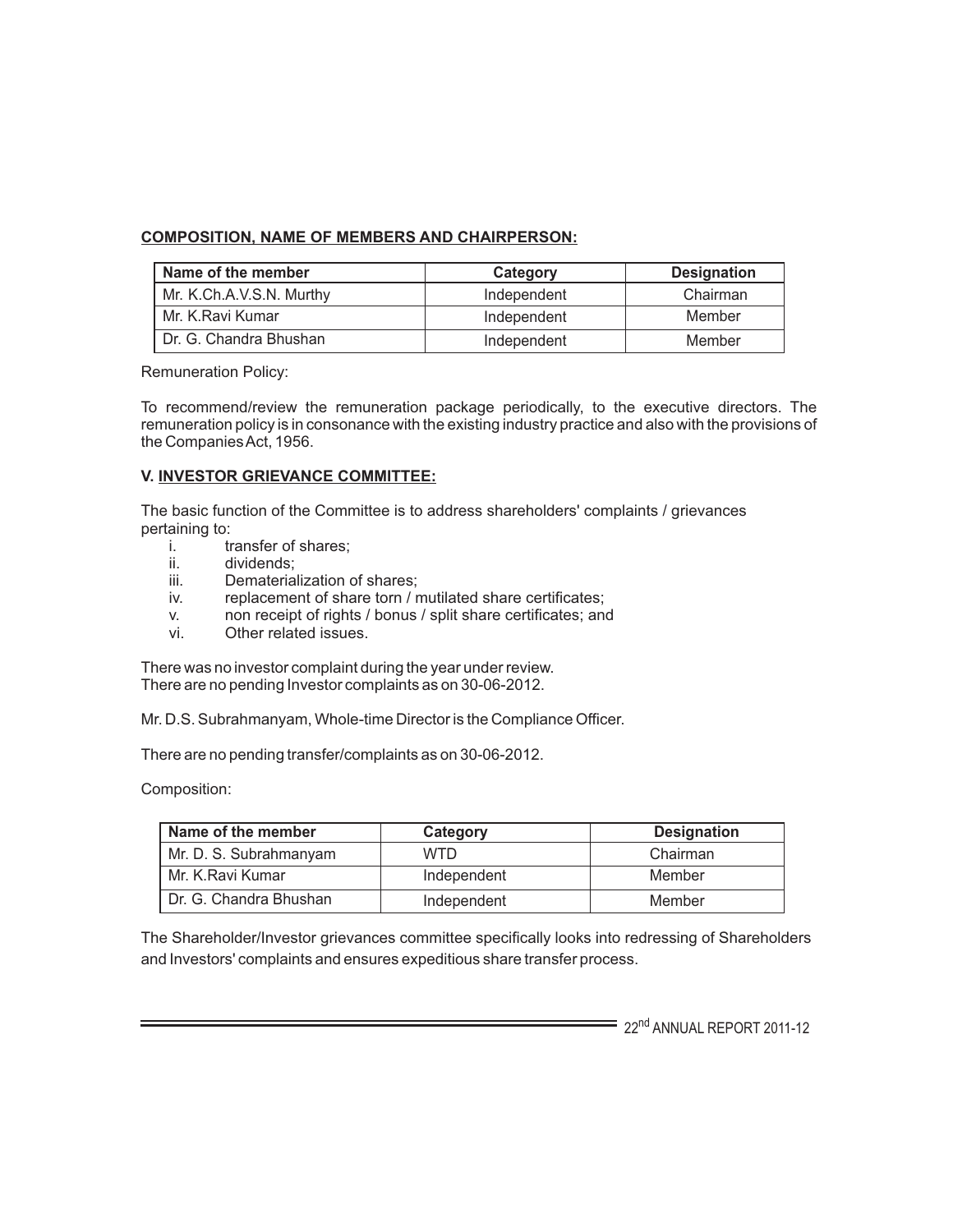**COMPOSITION, NAME OF MEMBERS AND CHAIRPERSON:**

| Name of the member | Category | Designation |
|---|---|---|
| Mr. K.Ch.A.V.S.N. Murthy | Independent | Chairman |
| Mr. K.Ravi Kumar | Independent | Member |
| Dr. G. Chandra Bhushan | Independent | Member |

Remuneration Policy:

To recommend/review the remuneration package periodically, to the executive directors. The remuneration policy is in consonance with the existing industry practice and also with the provisions of the Companies Act, 1956.

**V. INVESTOR GRIEVANCE COMMITTEE:**

The basic function of the Committee is to address shareholders' complaints / grievances pertaining to:

i. transfer of shares;
ii. dividends;
iii. Dematerialization of shares;
iv. replacement of share torn / mutilated share certificates;
v. non receipt of rights / bonus / split share certificates; and
vi. Other related issues.

There was no investor complaint during the year under review.
There are no pending Investor complaints as on 30-06-2012.

Mr. D.S. Subrahmanyam, Whole-time Director is the Compliance Officer.

There are no pending transfer/complaints as on 30-06-2012.

Composition:

| Name of the member | Category | Designation |
|---|---|---|
| Mr. D. S. Subrahmanyam | WTD | Chairman |
| Mr. K.Ravi Kumar | Independent | Member |
| Dr. G. Chandra Bhushan | Independent | Member |

The Shareholder/Investor grievances committee specifically looks into redressing of Shareholders and Investors' complaints and ensures expeditious share transfer process.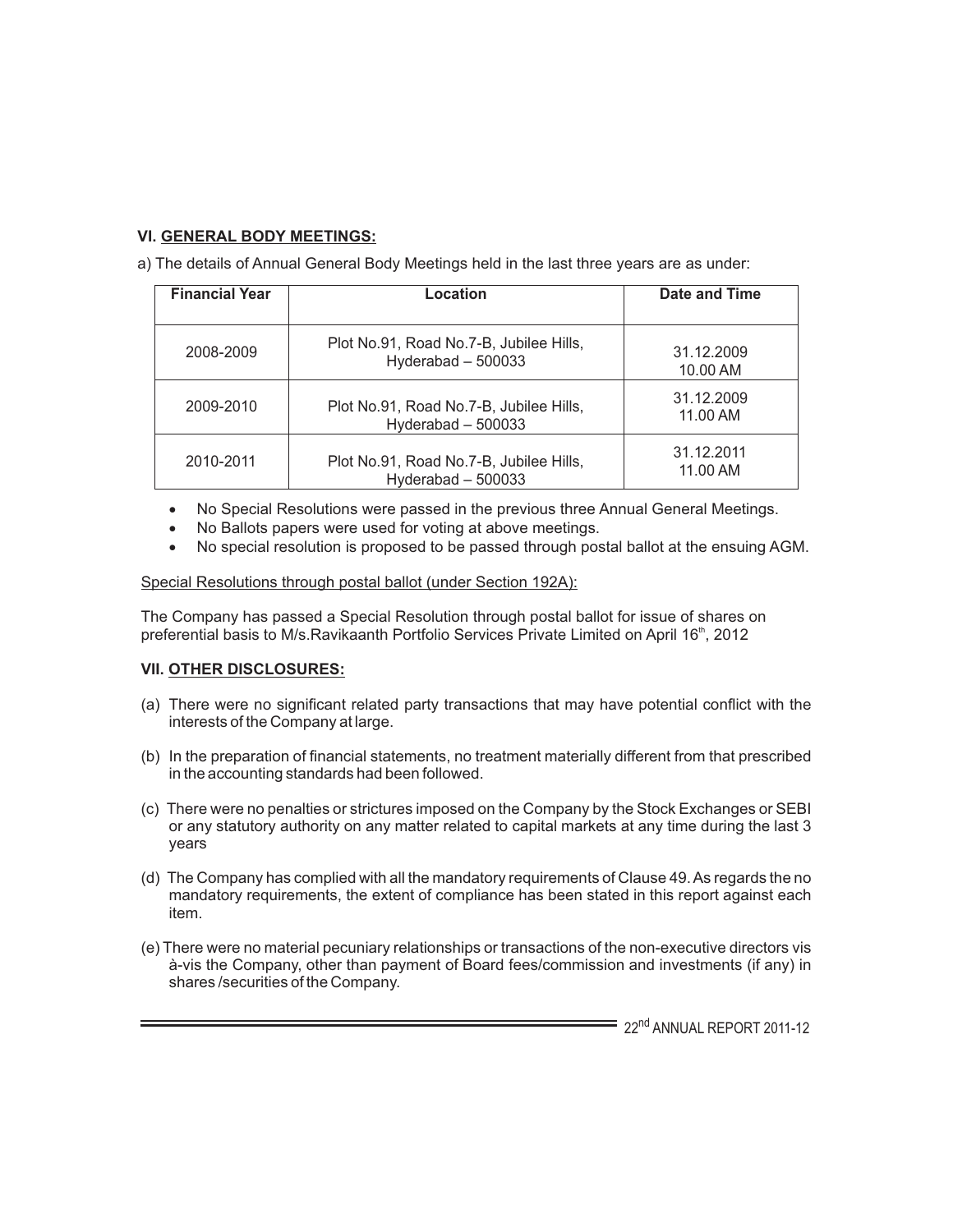### VI. GENERAL BODY MEETINGS:

a) The details of Annual General Body Meetings held in the last three years are as under:

| Financial Year | Location | Date and Time |
|---|---|---|
| 2008-2009 | Plot No.91, Road No.7-B, Jubilee Hills, Hyderabad – 500033 | 31.12.2009 10.00 AM |
| 2009-2010 | Plot No.91, Road No.7-B, Jubilee Hills, Hyderabad – 500033 | 31.12.2009 11.00 AM |
| 2010-2011 | Plot No.91, Road No.7-B, Jubilee Hills, Hyderabad – 500033 | 31.12.2011 11.00 AM |

- No Special Resolutions were passed in the previous three Annual General Meetings.
- No Ballots papers were used for voting at above meetings.
- No special resolution is proposed to be passed through postal ballot at the ensuing AGM.

Special Resolutions through postal ballot (under Section 192A):

The Company has passed a Special Resolution through postal ballot for issue of shares on preferential basis to M/s.Ravikaanth Portfolio Services Private Limited on April 16th, 2012

### VII. OTHER DISCLOSURES:

(a) There were no significant related party transactions that may have potential conflict with the interests of the Company at large.

(b) In the preparation of financial statements, no treatment materially different from that prescribed in the accounting standards had been followed.

(c) There were no penalties or strictures imposed on the Company by the Stock Exchanges or SEBI or any statutory authority on any matter related to capital markets at any time during the last 3 years

(d) The Company has complied with all the mandatory requirements of Clause 49. As regards the no mandatory requirements, the extent of compliance has been stated in this report against each item.

(e) There were no material pecuniary relationships or transactions of the non-executive directors vis à-vis the Company, other than payment of Board fees/commission and investments (if any) in shares /securities of the Company.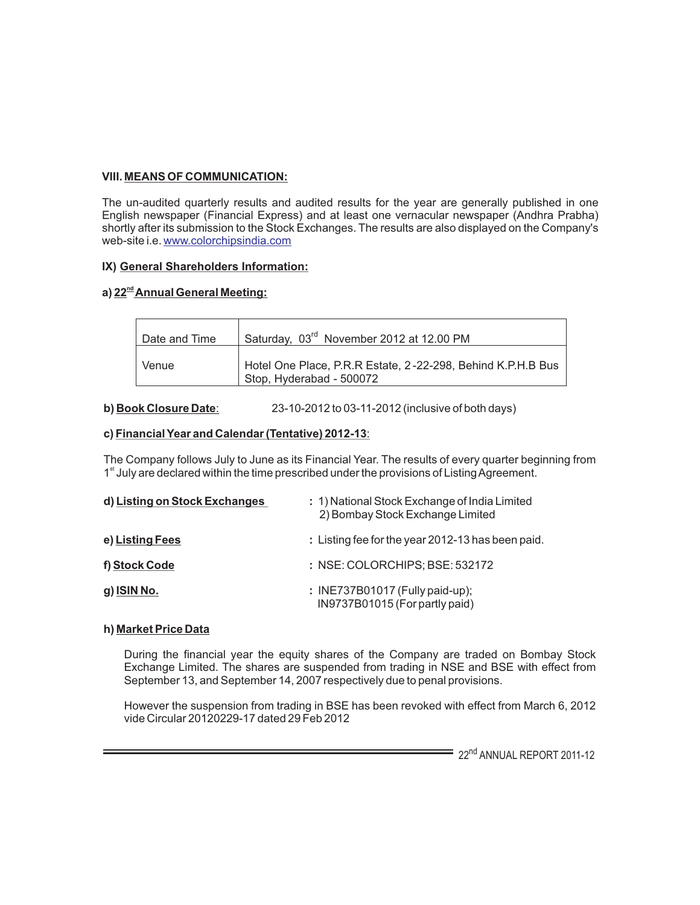### VIII. MEANS OF COMMUNICATION:

The un-audited quarterly results and audited results for the year are generally published in one English newspaper (Financial Express) and at least one vernacular newspaper (Andhra Prabha) shortly after its submission to the Stock Exchanges. The results are also displayed on the Company's web-site i.e. www.colorchipsindia.com

### IX) General Shareholders Information:

#### a) 22nd Annual General Meeting:

| | |
|---|---|
| Date and Time | Saturday, 03rd November 2012 at 12.00 PM |
| Venue | Hotel One Place, P.R.R Estate, 2-22-298, Behind K.P.H.B Bus Stop, Hyderabad - 500072 |

**b) Book Closure Date**: 23-10-2012 to 03-11-2012 (inclusive of both days)

**c) Financial Year and Calendar (Tentative) 2012-13**:

The Company follows July to June as its Financial Year. The results of every quarter beginning from 1st July are declared within the time prescribed under the provisions of Listing Agreement.

**d) Listing on Stock Exchanges** : 1) National Stock Exchange of India Limited
2) Bombay Stock Exchange Limited

**e) Listing Fees** : Listing fee for the year 2012-13 has been paid.

**f) Stock Code** : NSE: COLORCHIPS; BSE: 532172

**g) ISIN No.** : INE737B01017 (Fully paid-up);
IN9737B01015 (For partly paid)

**h) Market Price Data**

During the financial year the equity shares of the Company are traded on Bombay Stock Exchange Limited. The shares are suspended from trading in NSE and BSE with effect from September 13, and September 14, 2007 respectively due to penal provisions.

However the suspension from trading in BSE has been revoked with effect from March 6, 2012 vide Circular 20120229-17 dated 29 Feb 2012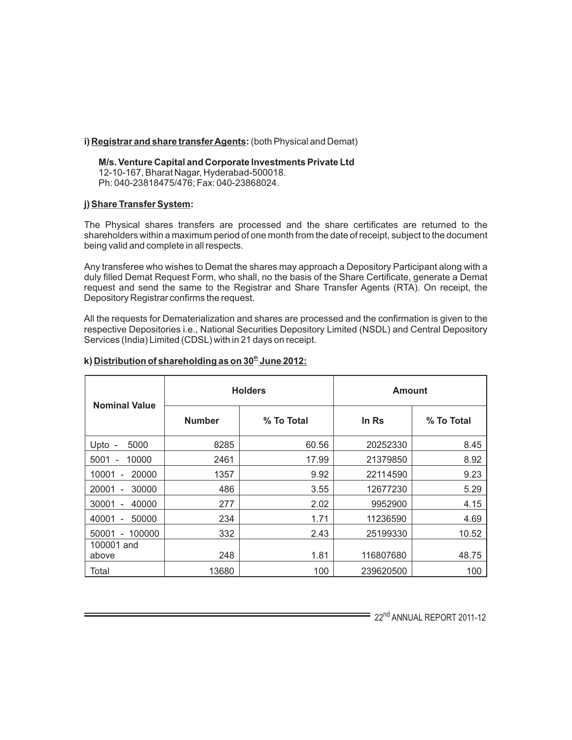**i) Registrar and share transfer Agents:** (both Physical and Demat)

**M/s. Venture Capital and Corporate Investments Private Ltd**
12-10-167, Bharat Nagar, Hyderabad-500018.
Ph: 040-23818475/476; Fax: 040-23868024.

**j) Share Transfer System:**

The Physical shares transfers are processed and the share certificates are returned to the shareholders within a maximum period of one month from the date of receipt, subject to the document being valid and complete in all respects.

Any transferee who wishes to Demat the shares may approach a Depository Participant along with a duly filled Demat Request Form, who shall, no the basis of the Share Certificate, generate a Demat request and send the same to the Registrar and Share Transfer Agents (RTA). On receipt, the Depository Registrar confirms the request.

All the requests for Dematerialization and shares are processed and the confirmation is given to the respective Depositories i.e., National Securities Depository Limited (NSDL) and Central Depository Services (India) Limited (CDSL) with in 21 days on receipt.

**k) Distribution of shareholding as on 30th June 2012:**

| Nominal Value | Holders | | Amount | |
|---|---|---|---|---|
| | Number | % To Total | In Rs | % To Total |
| Upto - 5000 | 8285 | 60.56 | 20252330 | 8.45 |
| 5001 - 10000 | 2461 | 17.99 | 21379850 | 8.92 |
| 10001 - 20000 | 1357 | 9.92 | 22114590 | 9.23 |
| 20001 - 30000 | 486 | 3.55 | 12677230 | 5.29 |
| 30001 - 40000 | 277 | 2.02 | 9952900 | 4.15 |
| 40001 - 50000 | 234 | 1.71 | 11236590 | 4.69 |
| 50001 - 100000 | 332 | 2.43 | 25199330 | 10.52 |
| 100001 and above | 248 | 1.81 | 116807680 | 48.75 |
| Total | 13680 | 100 | 239620500 | 100 |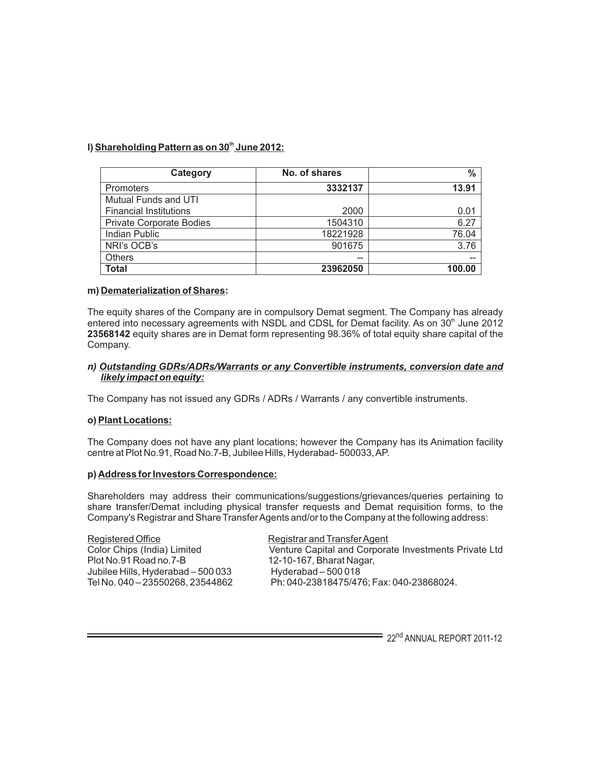**l) Shareholding Pattern as on 30th June 2012:**

| Category | No. of shares | % |
|---|---|---|
| Promoters | **3332137** | **13.91** |
| Mutual Funds and UTI Financial Institutions | 2000 | 0.01 |
| Private Corporate Bodies | 1504310 | 6.27 |
| Indian Public | 18221928 | 76.04 |
| NRI's OCB's | 901675 | 3.76 |
| Others | -- | -- |
| **Total** | **23962050** | **100.00** |

**m) Dematerialization of Shares:**

The equity shares of the Company are in compulsory Demat segment. The Company has already entered into necessary agreements with NSDL and CDSL for Demat facility. As on 30th June 2012 **23568142** equity shares are in Demat form representing 98.36% of total equity share capital of the Company.

***n) Outstanding GDRs/ADRs/Warrants or any Convertible instruments, conversion date and likely impact on equity:***

The Company has not issued any GDRs / ADRs / Warrants / any convertible instruments.

**o) Plant Locations:**

The Company does not have any plant locations; however the Company has its Animation facility centre at Plot No.91, Road No.7-B, Jubilee Hills, Hyderabad- 500033, AP.

**p) Address for Investors Correspondence:**

Shareholders may address their communications/suggestions/grievances/queries pertaining to share transfer/Demat including physical transfer requests and Demat requisition forms, to the Company's Registrar and Share Transfer Agents and/or to the Company at the following address:

| Registered Office | Registrar and Transfer Agent |
|---|---|
| Color Chips (India) Limited | Venture Capital and Corporate Investments Private Ltd |
| Plot No.91 Road no.7-B | 12-10-167, Bharat Nagar, |
| Jubilee Hills, Hyderabad – 500 033 | Hyderabad – 500 018 |
| Tel No. 040 – 23550268, 23544862 | Ph: 040-23818475/476; Fax: 040-23868024. |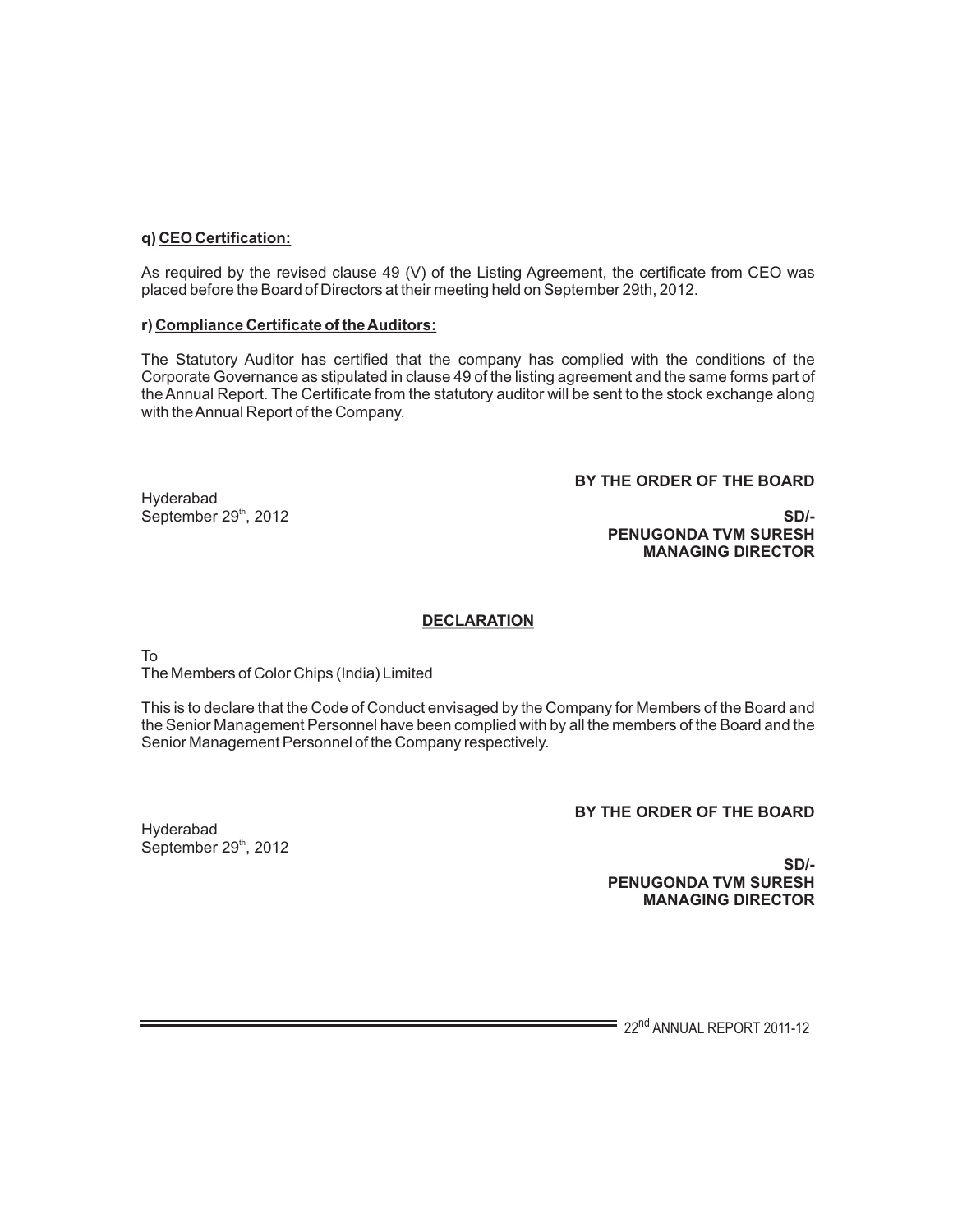**q) CEO Certification:**

As required by the revised clause 49 (V) of the Listing Agreement, the certificate from CEO was placed before the Board of Directors at their meeting held on September 29th, 2012.

**r) Compliance Certificate of the Auditors:**

The Statutory Auditor has certified that the company has complied with the conditions of the Corporate Governance as stipulated in clause 49 of the listing agreement and the same forms part of the Annual Report. The Certificate from the statutory auditor will be sent to the stock exchange along with the Annual Report of the Company.

**BY THE ORDER OF THE BOARD**

Hyderabad
September 29th, 2012

**SD/-**
**PENUGONDA TVM SURESH**
**MANAGING DIRECTOR**

## DECLARATION

To
The Members of Color Chips (India) Limited

This is to declare that the Code of Conduct envisaged by the Company for Members of the Board and the Senior Management Personnel have been complied with by all the members of the Board and the Senior Management Personnel of the Company respectively.

**BY THE ORDER OF THE BOARD**

Hyderabad
September 29th, 2012

**SD/-**
**PENUGONDA TVM SURESH**
**MANAGING DIRECTOR**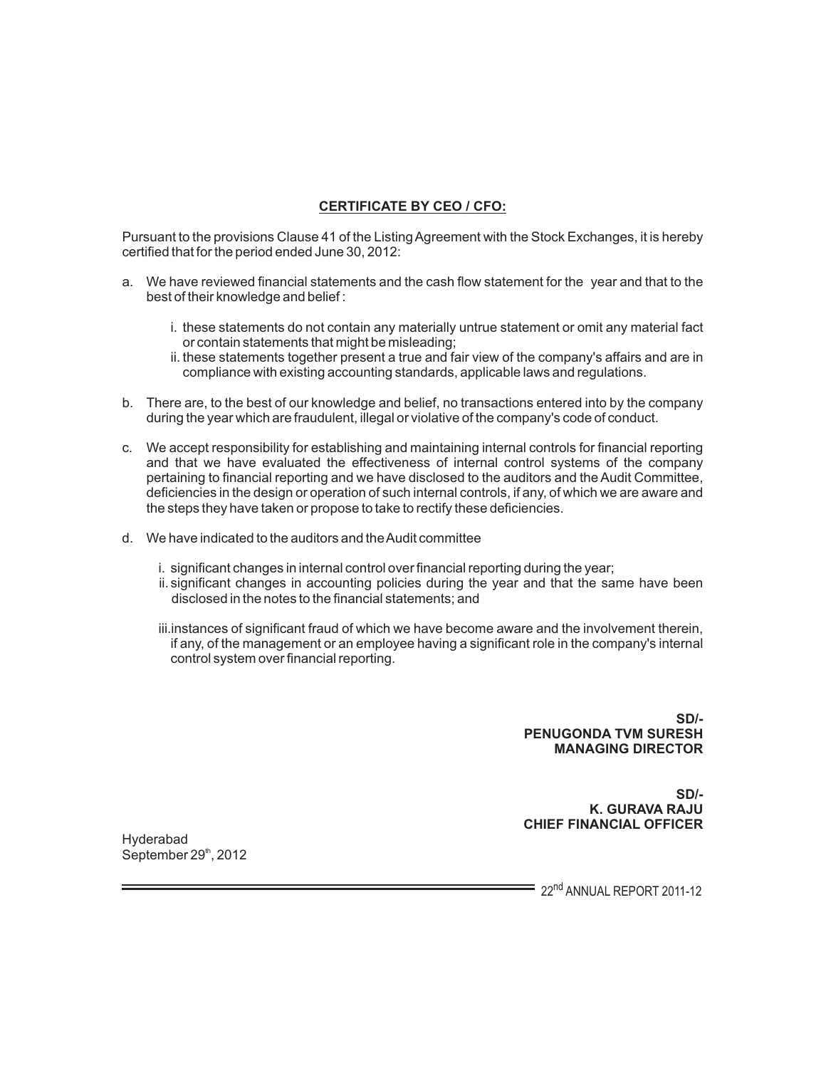## CERTIFICATE BY CEO / CFO:

Pursuant to the provisions Clause 41 of the Listing Agreement with the Stock Exchanges, it is hereby certified that for the period ended June 30, 2012:

a. We have reviewed financial statements and the cash flow statement for the year and that to the best of their knowledge and belief :

   i. these statements do not contain any materially untrue statement or omit any material fact or contain statements that might be misleading;

   ii. these statements together present a true and fair view of the company's affairs and are in compliance with existing accounting standards, applicable laws and regulations.

b. There are, to the best of our knowledge and belief, no transactions entered into by the company during the year which are fraudulent, illegal or violative of the company's code of conduct.

c. We accept responsibility for establishing and maintaining internal controls for financial reporting and that we have evaluated the effectiveness of internal control systems of the company pertaining to financial reporting and we have disclosed to the auditors and the Audit Committee, deficiencies in the design or operation of such internal controls, if any, of which we are aware and the steps they have taken or propose to take to rectify these deficiencies.

d. We have indicated to the auditors and the Audit committee

   i. significant changes in internal control over financial reporting during the year;

   ii. significant changes in accounting policies during the year and that the same have been disclosed in the notes to the financial statements; and

   iii. instances of significant fraud of which we have become aware and the involvement therein, if any, of the management or an employee having a significant role in the company's internal control system over financial reporting.

**SD/-**
**PENUGONDA TVM SURESH**
**MANAGING DIRECTOR**

**SD/-**
**K. GURAVA RAJU**
**CHIEF FINANCIAL OFFICER**

Hyderabad
September 29th, 2012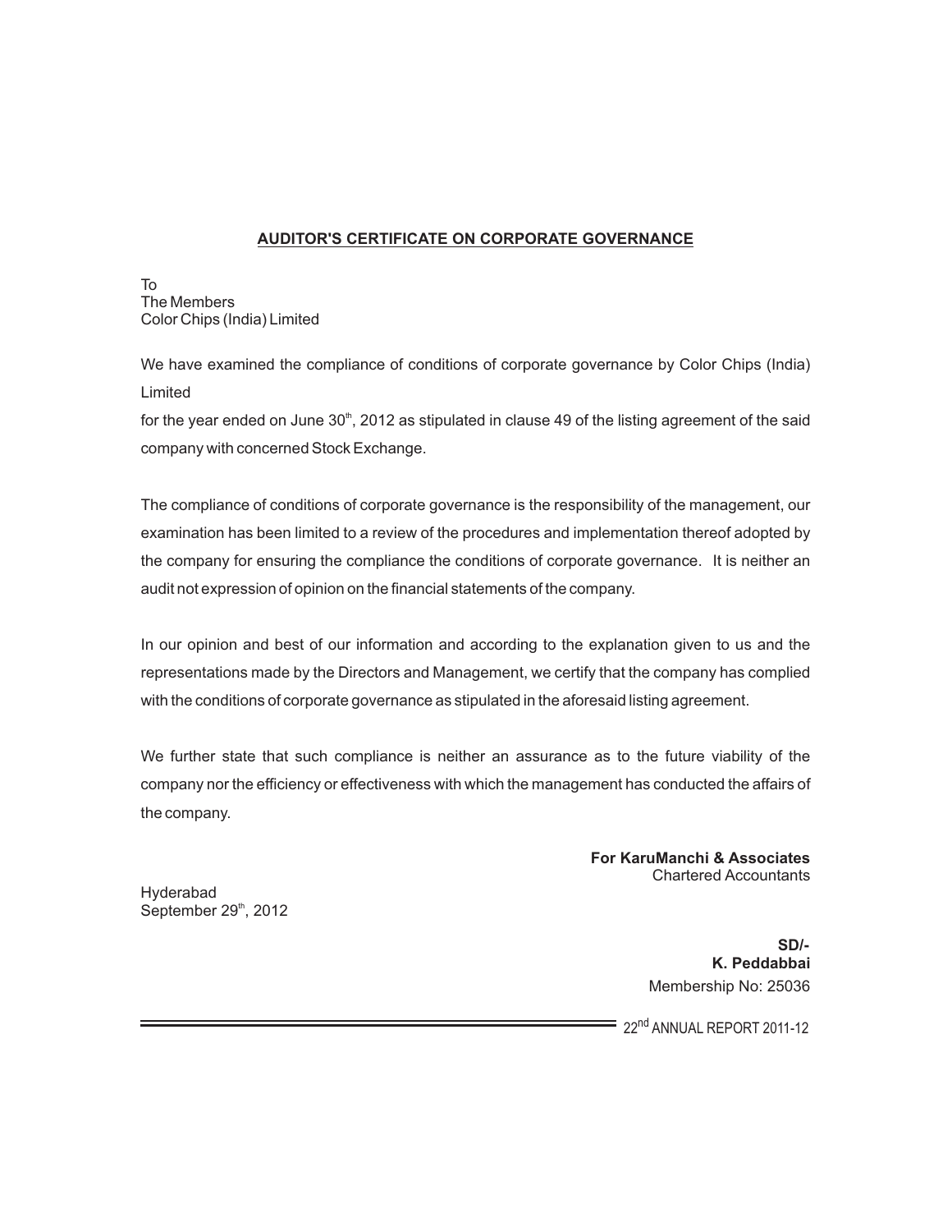## AUDITOR'S CERTIFICATE ON CORPORATE GOVERNANCE

To
The Members
Color Chips (India) Limited

We have examined the compliance of conditions of corporate governance by Color Chips (India) Limited
for the year ended on June 30th, 2012 as stipulated in clause 49 of the listing agreement of the said company with concerned Stock Exchange.

The compliance of conditions of corporate governance is the responsibility of the management, our examination has been limited to a review of the procedures and implementation thereof adopted by the company for ensuring the compliance the conditions of corporate governance. It is neither an audit not expression of opinion on the financial statements of the company.

In our opinion and best of our information and according to the explanation given to us and the representations made by the Directors and Management, we certify that the company has complied with the conditions of corporate governance as stipulated in the aforesaid listing agreement.

We further state that such compliance is neither an assurance as to the future viability of the company nor the efficiency or effectiveness with which the management has conducted the affairs of the company.

**For KaruManchi & Associates**
Chartered Accountants

Hyderabad
September 29th, 2012

**SD/-**
**K. Peddabbai**
Membership No: 25036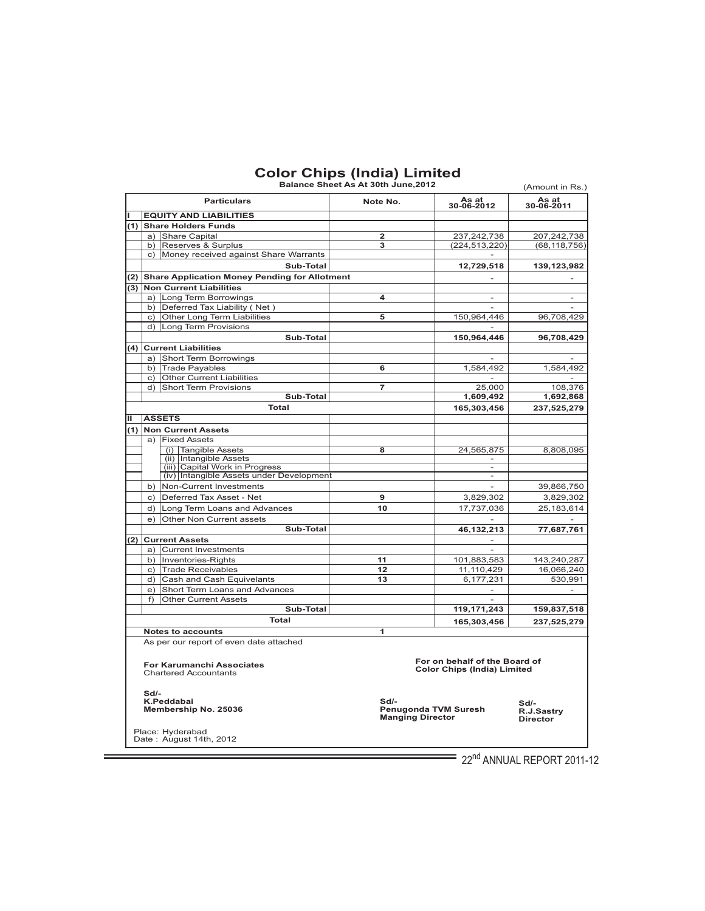# Color Chips (India) Limited

**Balance Sheet As At 30th June,2012**

(Amount in Rs.)

| | | Particulars | Note No. | As at 30-06-2012 | As at 30-06-2011 |
|---|---|---|---|---|---|
| **I** | | **EQUITY AND LIABILITIES** | | | |
| **(1)** | | **Share Holders Funds** | | | |
| | a) | Share Capital | 2 | 237,242,738 | 207,242,738 |
| | b) | Reserves & Surplus | 3 | (224,513,220) | (68,118,756) |
| | c) | Money received against Share Warrants | | - | |
| | | **Sub-Total** | | **12,729,518** | **139,123,982** |
| **(2)** | | **Share Application Money Pending for Allotment** | | - | - |
| **(3)** | | **Non Current Liabilities** | | | |
| | a) | Long Term Borrowings | 4 | - | - |
| | b) | Deferred Tax Liability ( Net ) | | - | - |
| | c) | Other Long Term Liabilities | 5 | 150,964,446 | 96,708,429 |
| | d) | Long Term Provisions | | - | |
| | | **Sub-Total** | | **150,964,446** | **96,708,429** |
| **(4)** | | **Current Liabilities** | | | |
| | a) | Short Term Borrowings | | - | - |
| | b) | Trade Payables | 6 | 1,584,492 | 1,584,492 |
| | c) | Other Current Liabilities | | - | - |
| | d) | Short Term Provisions | 7 | 25,000 | 108,376 |
| | | **Sub-Total** | | **1,609,492** | **1,692,868** |
| | | **Total** | | **165,303,456** | **237,525,279** |
| **II** | | **ASSETS** | | | |
| **(1)** | | **Non Current Assets** | | | |
| | a) | Fixed Assets | | | |
| | | (i) Tangible Assets | 8 | 24,565,875 | 8,808,095 |
| | | (ii) Intangible Assets | | - | |
| | | (iii) Capital Work in Progress | | - | |
| | | (iv) Intangible Assets under Development | | - | |
| | b) | Non-Current Investments | | - | 39,866,750 |
| | c) | Deferred Tax Asset - Net | 9 | 3,829,302 | 3,829,302 |
| | d) | Long Term Loans and Advances | 10 | 17,737,036 | 25,183,614 |
| | e) | Other Non Current assets | | - | - |
| | | **Sub-Total** | | **46,132,213** | **77,687,761** |
| **(2)** | | **Current Assets** | | - | |
| | a) | Current Investments | | - | |
| | b) | Inventories-Rights | 11 | 101,883,583 | 143,240,287 |
| | c) | Trade Receivables | 12 | 11,110,429 | 16,066,240 |
| | d) | Cash and Cash Equivelants | 13 | 6,177,231 | 530,991 |
| | e) | Short Term Loans and Advances | | - | - |
| | f) | Other Current Assets | | - | |
| | | **Sub-Total** | | **119,171,243** | **159,837,518** |
| | | **Total** | | **165,303,456** | **237,525,279** |
| | | **Notes to accounts** | 1 | | |

As per our report of even date attached

**For Karumanchi Associates**
Chartered Accountants

**Sd/-**
**K.Peddabai**
**Membership No. 25036**

Place: Hyderabad
Date : August 14th, 2012

**For on behalf of the Board of**
**Color Chips (India) Limited**

**Sd/-**
**Penugonda TVM Suresh**
**Manging Director**

**Sd/-**
**R.J.Sastry**
**Director**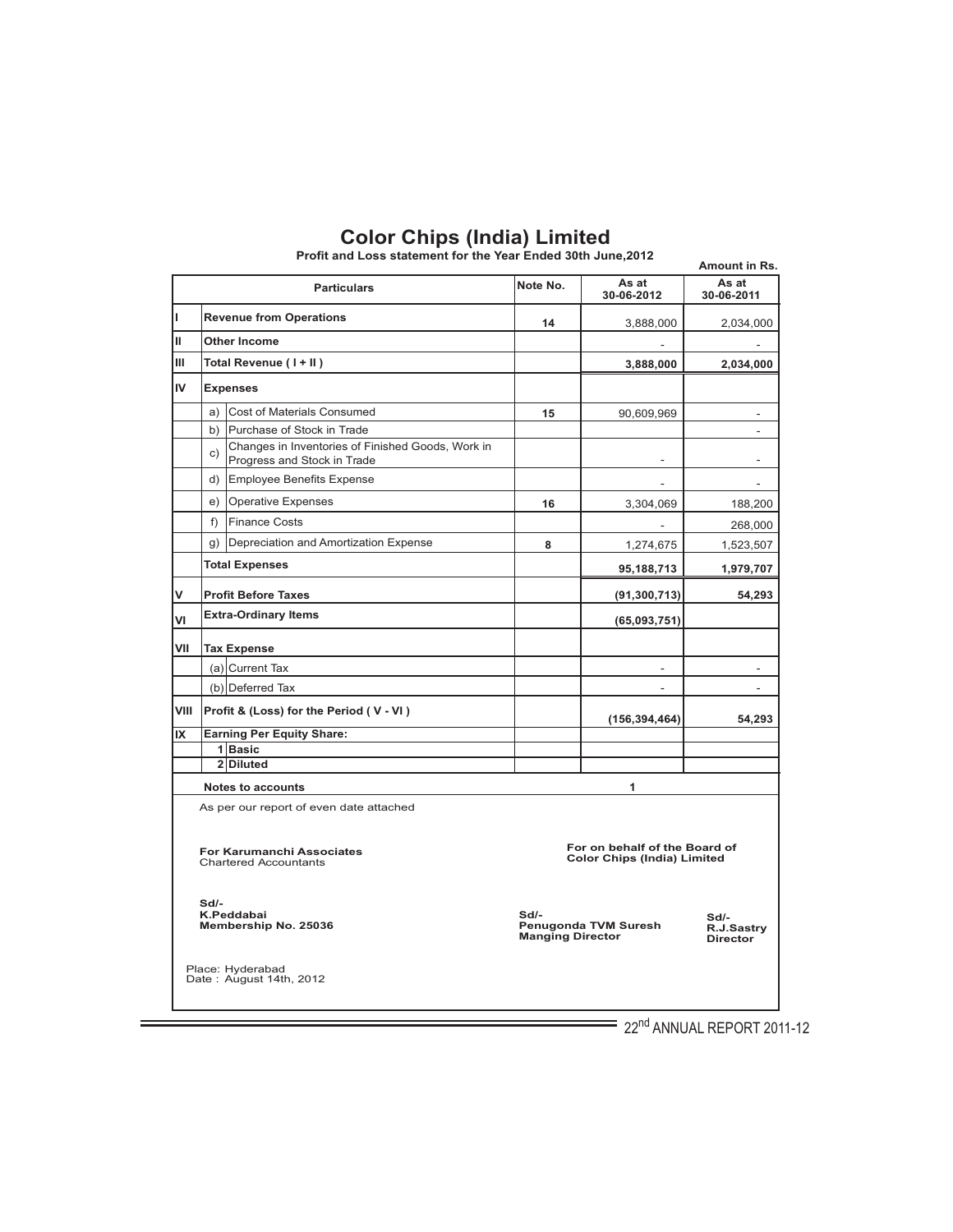# Color Chips (India) Limited

**Profit and Loss statement for the Year Ended 30th June,2012**

**Amount in Rs.**

| | | Particulars | Note No. | As at 30-06-2012 | As at 30-06-2011 |
|---|---|---|---|---|---|
| I | | **Revenue from Operations** | 14 | 3,888,000 | 2,034,000 |
| II | | **Other Income** | | - | - |
| III | | **Total Revenue ( I + II )** | | **3,888,000** | **2,034,000** |
| IV | | **Expenses** | | | |
| | a) | Cost of Materials Consumed | 15 | 90,609,969 | - |
| | b) | Purchase of Stock in Trade | | | - |
| | c) | Changes in Inventories of Finished Goods, Work in Progress and Stock in Trade | | - | - |
| | d) | Employee Benefits Expense | | - | - |
| | e) | Operative Expenses | 16 | 3,304,069 | 188,200 |
| | f) | Finance Costs | | - | 268,000 |
| | g) | Depreciation and Amortization Expense | 8 | 1,274,675 | 1,523,507 |
| | | **Total Expenses** | | **95,188,713** | **1,979,707** |
| V | | **Profit Before Taxes** | | **(91,300,713)** | **54,293** |
| VI | | **Extra-Ordinary Items** | | **(65,093,751)** | |
| VII | | **Tax Expense** | | | |
| | (a) | Current Tax | | - | - |
| | (b) | Deferred Tax | | - | - |
| VIII | | **Profit & (Loss) for the Period ( V - VI )** | | **(156,394,464)** | **54,293** |
| IX | | **Earning Per Equity Share:** | | | |
| | 1 | **Basic** | | | |
| | 2 | **Diluted** | | | |
| | | **Notes to accounts** | | 1 | |

As per our report of even date attached

**For Karumanchi Associates**
Chartered Accountants

**Sd/-**
**K.Peddabai**
**Membership No. 25036**

**For on behalf of the Board of**
**Color Chips (India) Limited**

**Sd/-**
**Penugonda TVM Suresh**
**Manging Director**

**Sd/-**
**R.J.Sastry**
**Director**

Place: Hyderabad
Date : August 14th, 2012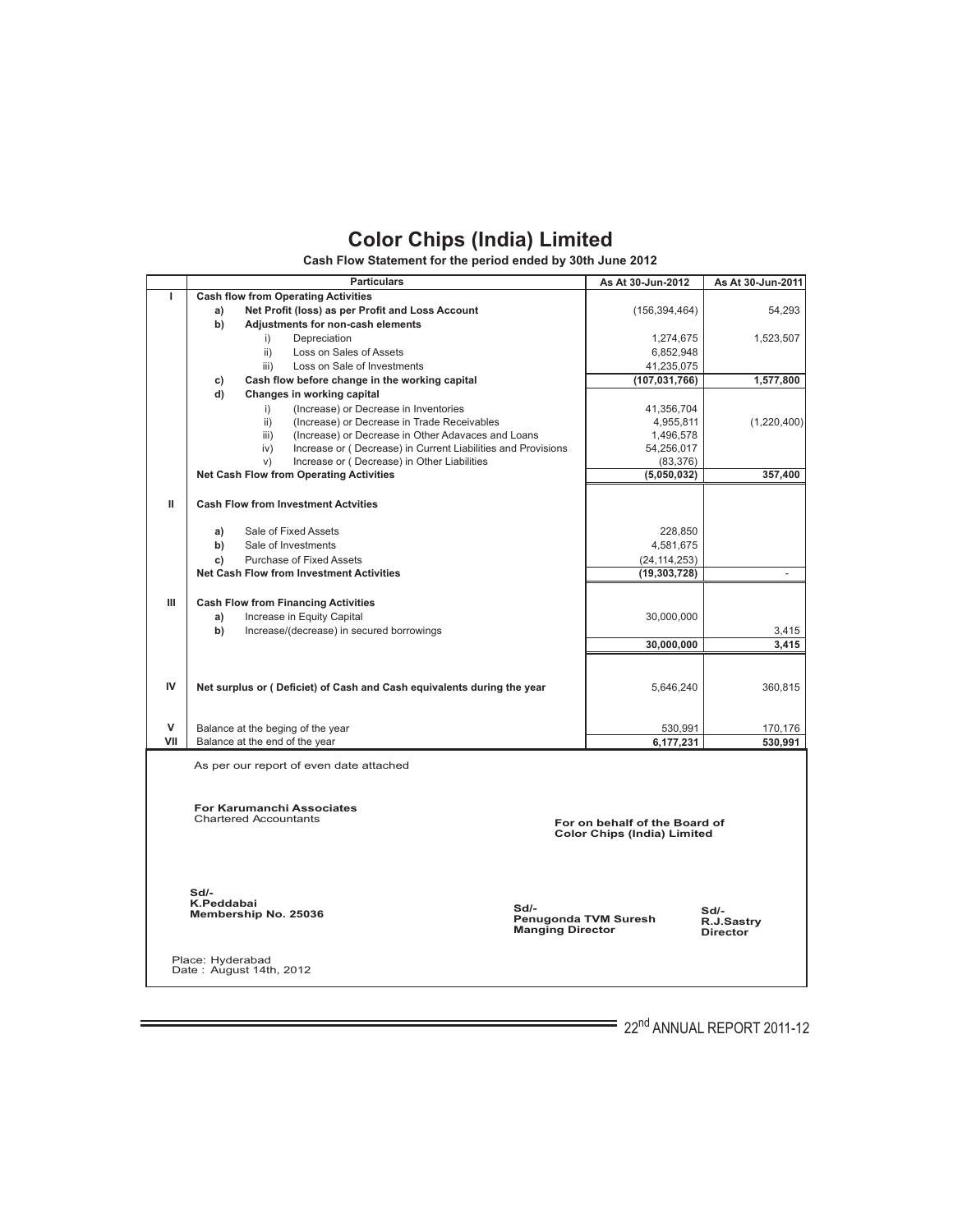# Color Chips (India) Limited

**Cash Flow Statement for the period ended by 30th June 2012**

| | | Particulars | As At 30-Jun-2012 | As At 30-Jun-2011 |
|---|---|---|---|---|
| **I** | | **Cash flow from Operating Activities** | | |
| | **a)** | **Net Profit (loss) as per Profit and Loss Account** | (156,394,464) | 54,293 |
| | **b)** | **Adjustments for non-cash elements** | | |
| | | i) Depreciation | 1,274,675 | 1,523,507 |
| | | ii) Loss on Sales of Assets | 6,852,948 | |
| | | iii) Loss on Sale of Investments | 41,235,075 | |
| | **c)** | **Cash flow before change in the working capital** | **(107,031,766)** | **1,577,800** |
| | **d)** | **Changes in working capital** | | |
| | | i) (Increase) or Decrease in Inventories | 41,356,704 | |
| | | ii) (Increase) or Decrease in Trade Receivables | 4,955,811 | (1,220,400) |
| | | iii) (Increase) or Decrease in Other Adavaces and Loans | 1,496,578 | |
| | | iv) Increase or ( Decrease) in Current Liabilities and Provisions | 54,256,017 | |
| | | v) Increase or ( Decrease) in Other Liabilities | (83,376) | |
| | | **Net Cash Flow from Operating Activities** | **(5,050,032)** | **357,400** |
| **II** | | **Cash Flow from Investment Actvities** | | |
| | **a)** | Sale of Fixed Assets | 228,850 | |
| | **b)** | Sale of Investments | 4,581,675 | |
| | **c)** | Purchase of Fixed Assets | (24,114,253) | |
| | | **Net Cash Flow from Investment Activities** | **(19,303,728)** | - |
| **III** | | **Cash Flow from Financing Activities** | | |
| | **a)** | Increase in Equity Capital | 30,000,000 | |
| | **b)** | Increase/(decrease) in secured borrowings | | 3,415 |
| | | | **30,000,000** | **3,415** |
| **IV** | | **Net surplus or ( Deficiet) of Cash and Cash equivalents during the year** | 5,646,240 | 360,815 |
| **V** | | Balance at the beging of the year | 530,991 | 170,176 |
| **VII** | | Balance at the end of the year | **6,177,231** | **530,991** |

As per our report of even date attached

**For Karumanchi Associates**
Chartered Accountants

**For on behalf of the Board of**
**Color Chips (India) Limited**

**Sd/-**
**K.Peddabai**
**Membership No. 25036**

**Sd/-**
**Penugonda TVM Suresh**
**Manging Director**

**Sd/-**
**R.J.Sastry**
**Director**

Place: Hyderabad
Date : August 14th, 2012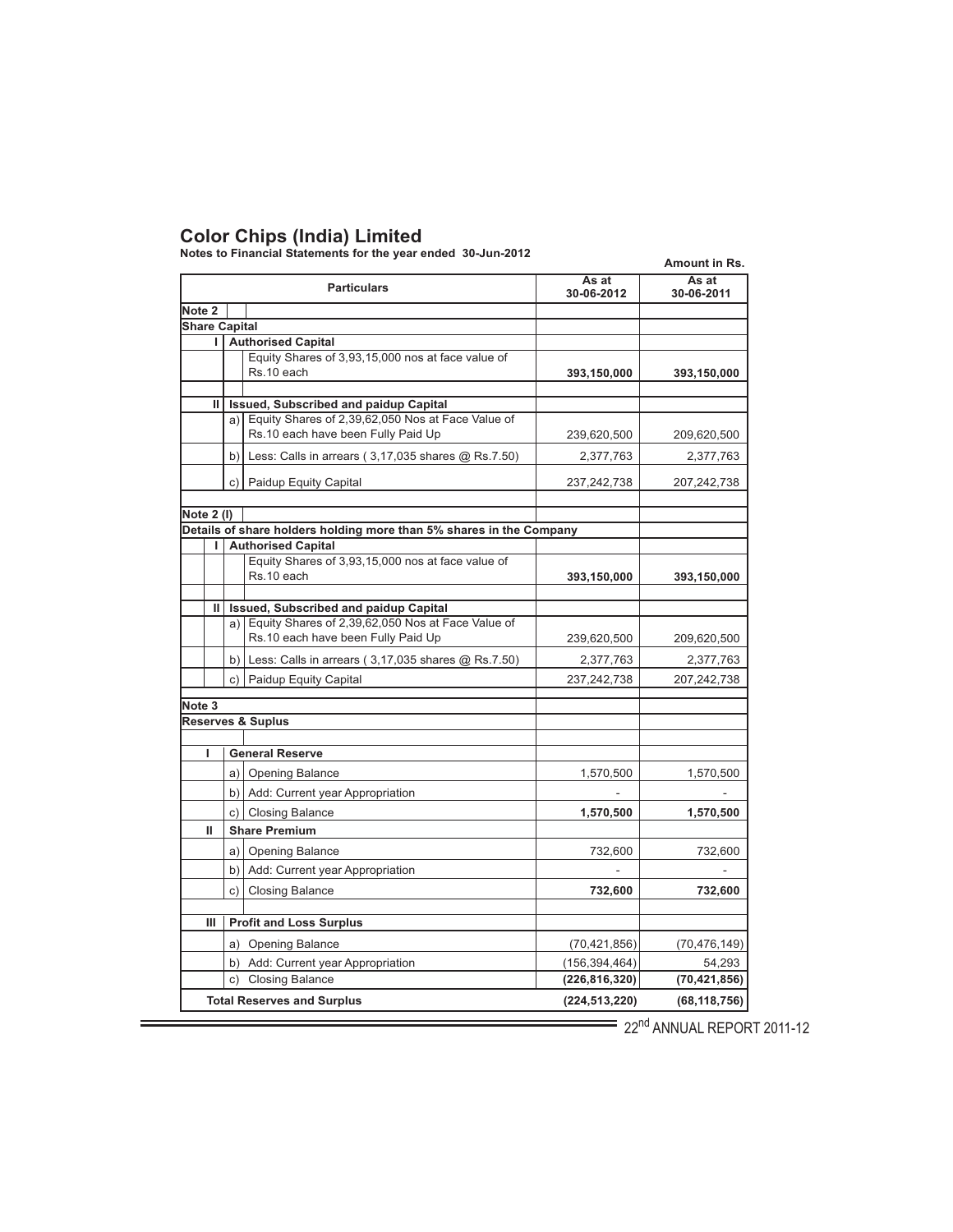# Color Chips (India) Limited

**Notes to Financial Statements for the year ended 30-Jun-2012**

**Amount in Rs.**

| | | Particulars | As at 30-06-2012 | As at 30-06-2011 |
|---|---|---|---|---|
| **Note 2** | | | | |
| **Share Capital** | | | | |
| **I** | | **Authorised Capital** | | |
| | | Equity Shares of 3,93,15,000 nos at face value of Rs.10 each | **393,150,000** | **393,150,000** |
| **II** | | **Issued, Subscribed and paidup Capital** | | |
| | a) | Equity Shares of 2,39,62,050 Nos at Face Value of Rs.10 each have been Fully Paid Up | 239,620,500 | 209,620,500 |
| | b) | Less: Calls in arrears ( 3,17,035 shares @ Rs.7.50) | 2,377,763 | 2,377,763 |
| | c) | Paidup Equity Capital | 237,242,738 | 207,242,738 |
| **Note 2 (I)** | | | | |
| **Details of share holders holding more than 5% shares in the Company** | | | | |
| **I** | | **Authorised Capital** | | |
| | | Equity Shares of 3,93,15,000 nos at face value of Rs.10 each | **393,150,000** | **393,150,000** |
| **II** | | **Issued, Subscribed and paidup Capital** | | |
| | a) | Equity Shares of 2,39,62,050 Nos at Face Value of Rs.10 each have been Fully Paid Up | 239,620,500 | 209,620,500 |
| | b) | Less: Calls in arrears ( 3,17,035 shares @ Rs.7.50) | 2,377,763 | 2,377,763 |
| | c) | Paidup Equity Capital | 237,242,738 | 207,242,738 |
| **Note 3** | | | | |
| **Reserves & Suplus** | | | | |
| **I** | | **General Reserve** | | |
| | a) | Opening Balance | 1,570,500 | 1,570,500 |
| | b) | Add: Current year Appropriation | - | - |
| | c) | Closing Balance | **1,570,500** | **1,570,500** |
| **II** | | **Share Premium** | | |
| | a) | Opening Balance | 732,600 | 732,600 |
| | b) | Add: Current year Appropriation | - | - |
| | c) | Closing Balance | **732,600** | **732,600** |
| **III** | | **Profit and Loss Surplus** | | |
| | a) | Opening Balance | (70,421,856) | (70,476,149) |
| | b) | Add: Current year Appropriation | (156,394,464) | 54,293 |
| | c) | Closing Balance | **(226,816,320)** | **(70,421,856)** |
| **Total Reserves and Surplus** | | | **(224,513,220)** | **(68,118,756)** |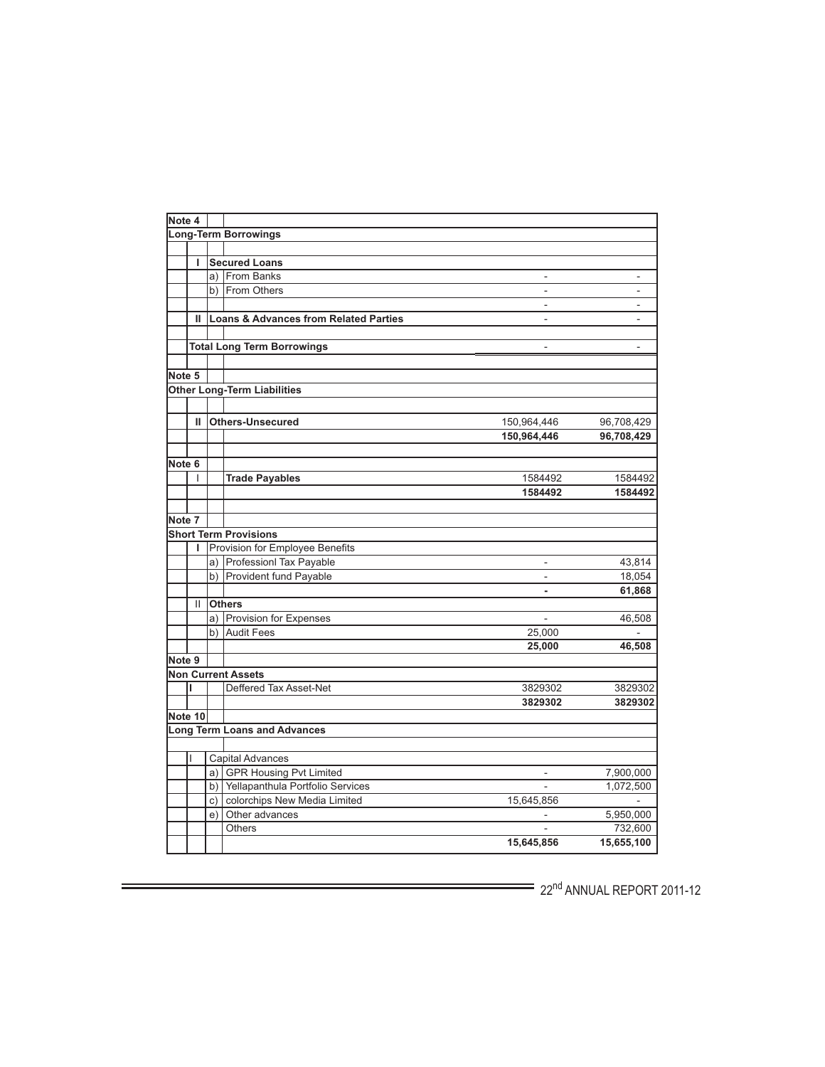| Note 4 | | | | | |
|---|---|---|---|---|---|
| **Long-Term Borrowings** | | | | | |
| | | | | | |
| | **I** | **Secured Loans** | | | |
| | | a) | From Banks | - | - |
| | | b) | From Others | - | - |
| | | | | - | - |
| | **II** | **Loans & Advances from Related Parties** | | - | - |
| | | | | | |
| | **Total Long Term Borrowings** | | | - | - |
| | | | | | |
| **Note 5** | | | | | |
| **Other Long-Term Liabilities** | | | | | |
| | | | | | |
| | **II** | **Others-Unsecured** | | 150,964,446 | 96,708,429 |
| | | | | **150,964,446** | **96,708,429** |
| | | | | | |
| **Note 6** | | | | | |
| | I | | **Trade Payables** | 1584492 | 1584492 |
| | | | | **1584492** | **1584492** |
| | | | | | |
| **Note 7** | | | | | |
| **Short Term Provisions** | | | | | |
| | **I** | Provision for Employee Benefits | | | |
| | | a) | Professionl Tax Payable | - | 43,814 |
| | | b) | Provident fund Payable | - | 18,054 |
| | | | | **-** | **61,868** |
| | II | **Others** | | | |
| | | a) | Provision for Expenses | - | 46,508 |
| | | b) | Audit Fees | 25,000 | - |
| | | | | **25,000** | **46,508** |
| **Note 9** | | | | | |
| **Non Current Assets** | | | | | |
| | **I** | | Deffered Tax Asset-Net | 3829302 | 3829302 |
| | | | | **3829302** | **3829302** |
| **Note 10** | | | | | |
| **Long Term Loans and Advances** | | | | | |
| | | | | | |
| | I | Capital Advances | | | |
| | | a) | GPR Housing Pvt Limited | - | 7,900,000 |
| | | b) | Yellapanthula Portfolio Services | - | 1,072,500 |
| | | c) | colorchips New Media Limited | 15,645,856 | - |
| | | e) | Other advances | - | 5,950,000 |
| | | | Others | - | 732,600 |
| | | | | **15,645,856** | **15,655,100** |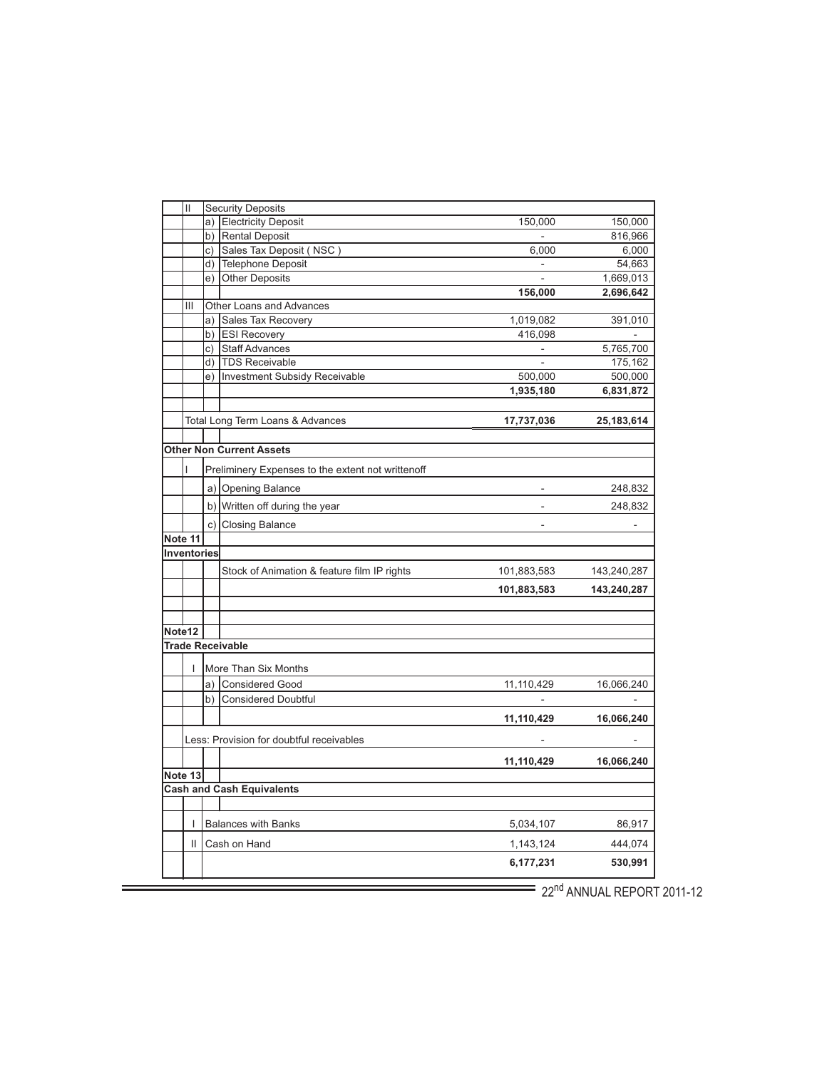| | | | | |
|---|---|---|---|---|
| II | | Security Deposits | | |
| | a) | Electricity Deposit | 150,000 | 150,000 |
| | b) | Rental Deposit | - | 816,966 |
| | c) | Sales Tax Deposit ( NSC ) | 6,000 | 6,000 |
| | d) | Telephone Deposit | - | 54,663 |
| | e) | Other Deposits | - | 1,669,013 |
| | | | **156,000** | **2,696,642** |
| III | | Other Loans and Advances | | |
| | a) | Sales Tax Recovery | 1,019,082 | 391,010 |
| | b) | ESI Recovery | 416,098 | - |
| | c) | Staff Advances | - | 5,765,700 |
| | d) | TDS Receivable | - | 175,162 |
| | e) | Investment Subsidy Receivable | 500,000 | 500,000 |
| | | | **1,935,180** | **6,831,872** |
| | | Total Long Term Loans & Advances | **17,737,036** | **25,183,614** |

**Other Non Current Assets**

| | | | | |
|---|---|---|---|---|
| I | | Preliminery Expenses to the extent not writtenoff | | |
| | a) | Opening Balance | - | 248,832 |
| | b) | Written off during the year | - | 248,832 |
| | c) | Closing Balance | - | - |

**Note 11**

**Inventories**

| | | |
|---|---|---|
| Stock of Animation & feature film IP rights | 101,883,583 | 143,240,287 |
| | **101,883,583** | **143,240,287** |

**Note12**

**Trade Receivable**

| | | | | |
|---|---|---|---|---|
| I | | More Than Six Months | | |
| | a) | Considered Good | 11,110,429 | 16,066,240 |
| | b) | Considered Doubtful | - | - |
| | | | **11,110,429** | **16,066,240** |
| | | Less: Provision for doubtful receivables | - | - |
| | | | **11,110,429** | **16,066,240** |

**Note 13**

**Cash and Cash Equivalents**

| | | | |
|---|---|---|---|
| I | Balances with Banks | 5,034,107 | 86,917 |
| II | Cash on Hand | 1,143,124 | 444,074 |
| | | **6,177,231** | **530,991** |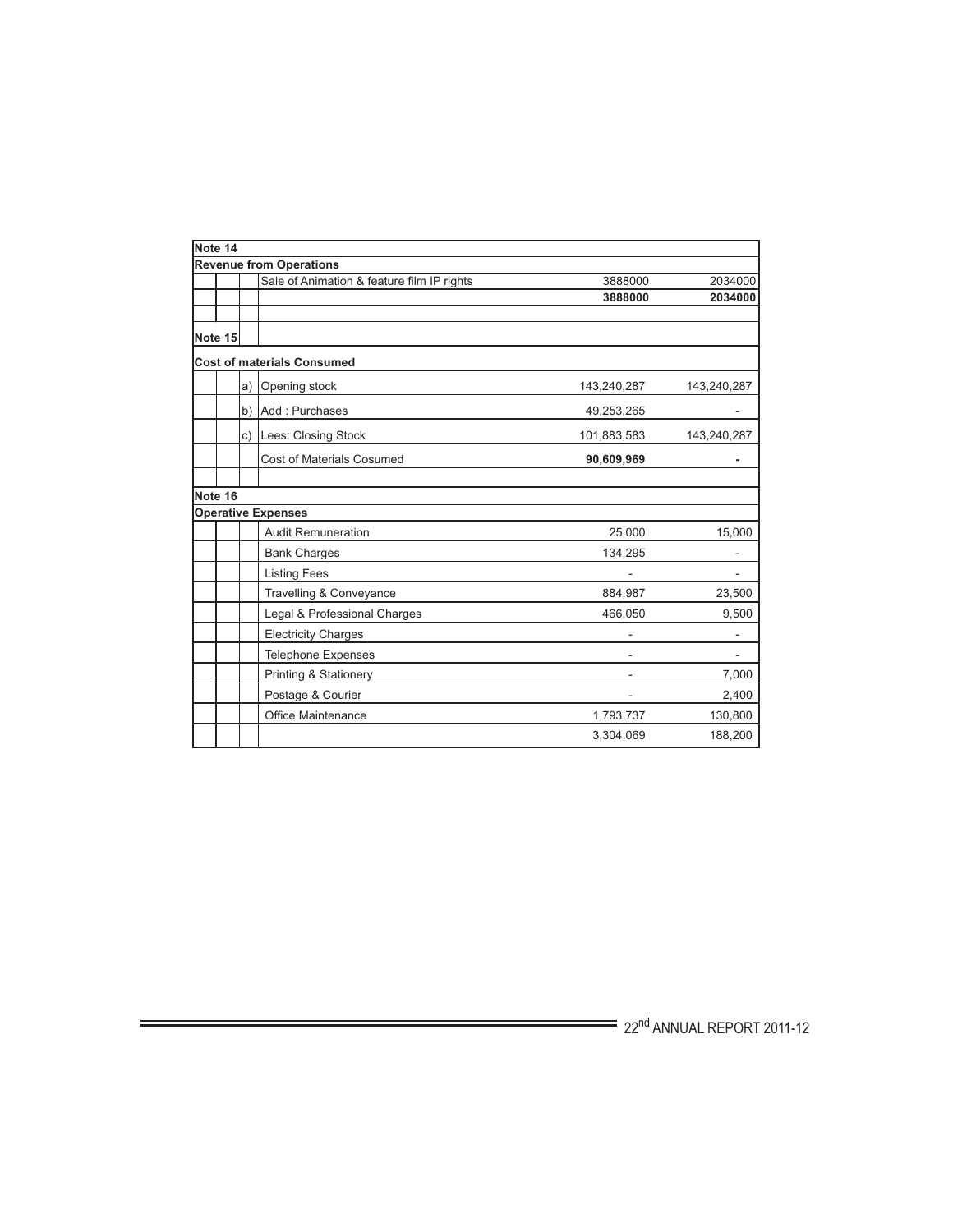| Note 14 | | |
|---|---|---|
| **Revenue from Operations** | | |
| Sale of Animation & feature film IP rights | 3888000 | 2034000 |
| | **3888000** | **2034000** |
| | | |
| **Note 15** | | |
| **Cost of materials Consumed** | | |
| a) Opening stock | 143,240,287 | 143,240,287 |
| b) Add : Purchases | 49,253,265 | - |
| c) Lees: Closing Stock | 101,883,583 | 143,240,287 |
| Cost of Materials Cosumed | **90,609,969** | **-** |
| | | |
| **Note 16** | | |
| **Operative Expenses** | | |
| Audit Remuneration | 25,000 | 15,000 |
| Bank Charges | 134,295 | - |
| Listing Fees | - | - |
| Travelling & Conveyance | 884,987 | 23,500 |
| Legal & Professional Charges | 466,050 | 9,500 |
| Electricity Charges | - | - |
| Telephone Expenses | - | - |
| Printing & Stationery | - | 7,000 |
| Postage & Courier | - | 2,400 |
| Office Maintenance | 1,793,737 | 130,800 |
| | 3,304,069 | 188,200 |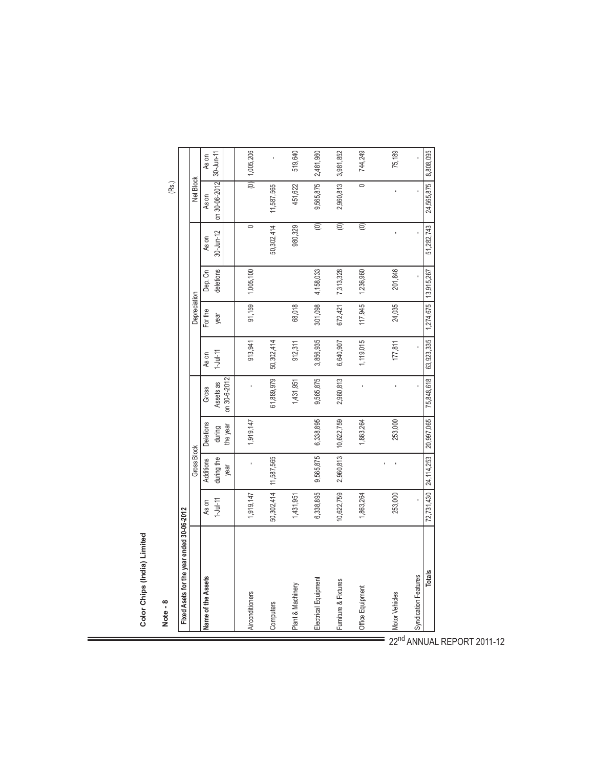**Color Chips (India) Limited**

**Note - 8**

(Rs.)

| **Fixed Asets for the year ended 30-06-2012** | | | | | | | | | | |
|---|---|---|---|---|---|---|---|---|---|---|
| | Gross Block | | | | Depreciation | | | | Net Block | |
| **Name of the Assets** | As on 1-Jul-11 | Additions during the year | Deletions during the year | Gross Assets as on 30-6-2012 | As on 1-Jul-11 | For the year | Dep. On deletions | As on 30-Jun-12 | As on on 30-06-2012 | As on 30-Jun-11 |
| Airconditioners | 1,919,147 | - | 1,919,147 | - | 913,941 | 91,159 | 1,005,100 | 0 | (0) | 1,005,206 |
| Computers | 50,302,414 | 11,587,565 | | 61,889,979 | 50,302,414 | | | 50,302,414 | 11,587,565 | - |
| Plant & Machinery | 1,431,951 | | | 1,431,951 | 912,311 | 68,018 | | 980,329 | 451,622 | 519,640 |
| Electrical Equipment | 6,338,895 | 9,565,875 | 6,338,895 | 9,565,875 | 3,856,935 | 301,098 | 4,158,033 | (0) | 9,565,875 | 2,481,960 |
| Furniture & Fixtures | 10,622,759 | 2,960,813 | 10,622,759 | 2,960,813 | 6,640,907 | 672,421 | 7,313,328 | (0) | 2,960,813 | 3,981,852 |
| Office Equipment | 1,863,264 | | 1,863,264 | - | 1,119,015 | 117,945 | 1,236,960 | (0) | 0 | 744,249 |
| Motor Vehicles | 253,000 | - | 253,000 | - | 177,811 | 24,035 | 201,846 | - | - | 75,189 |
| Syndication Features | - | | | - | - | | - | - | - | - |
| **Totals** | 72,731,430 | 24,114,253 | 20,997,065 | 75,848,618 | 63,923,335 | 1,274,675 | 13,915,267 | 51,282,743 | 24,565,875 | 8,808,095 |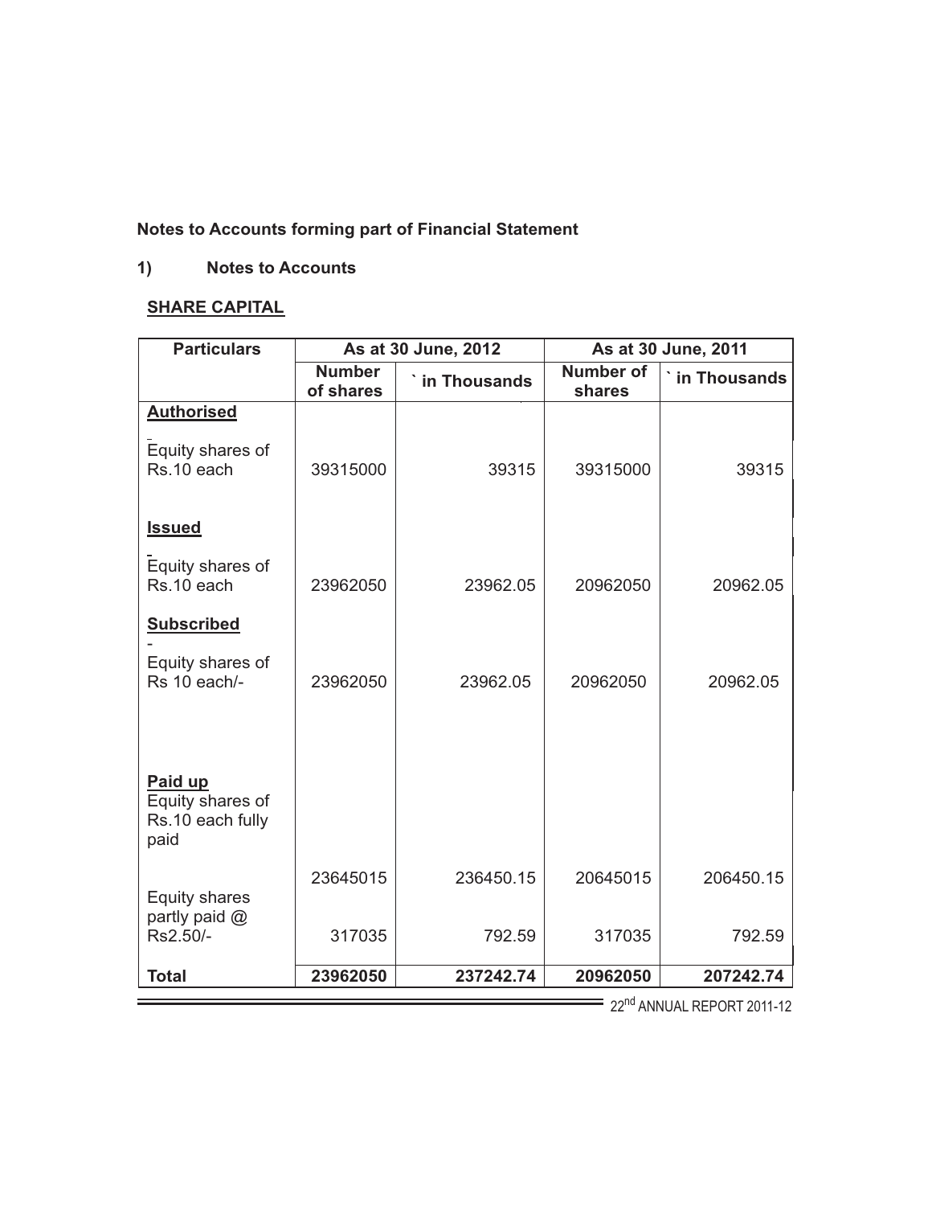**Notes to Accounts forming part of Financial Statement**

**1) Notes to Accounts**

**SHARE CAPITAL**

| Particulars | As at 30 June, 2012 | | As at 30 June, 2011 | |
|---|---|---|---|---|
| | **Number of shares** | **` in Thousands** | **Number of shares** | **` in Thousands** |
| **Authorised** | | | | |
| Equity shares of Rs.10 each | 39315000 | 39315 | 39315000 | 39315 |
| **Issued** | | | | |
| Equity shares of Rs.10 each | 23962050 | 23962.05 | 20962050 | 20962.05 |
| **Subscribed** | | | | |
| - Equity shares of Rs 10 each/- | 23962050 | 23962.05 | 20962050 | 20962.05 |
| **Paid up** | | | | |
| Equity shares of Rs.10 each fully paid | 23645015 | 236450.15 | 20645015 | 206450.15 |
| Equity shares partly paid @ Rs2.50/- | 317035 | 792.59 | 317035 | 792.59 |
| **Total** | **23962050** | **237242.74** | **20962050** | **207242.74** |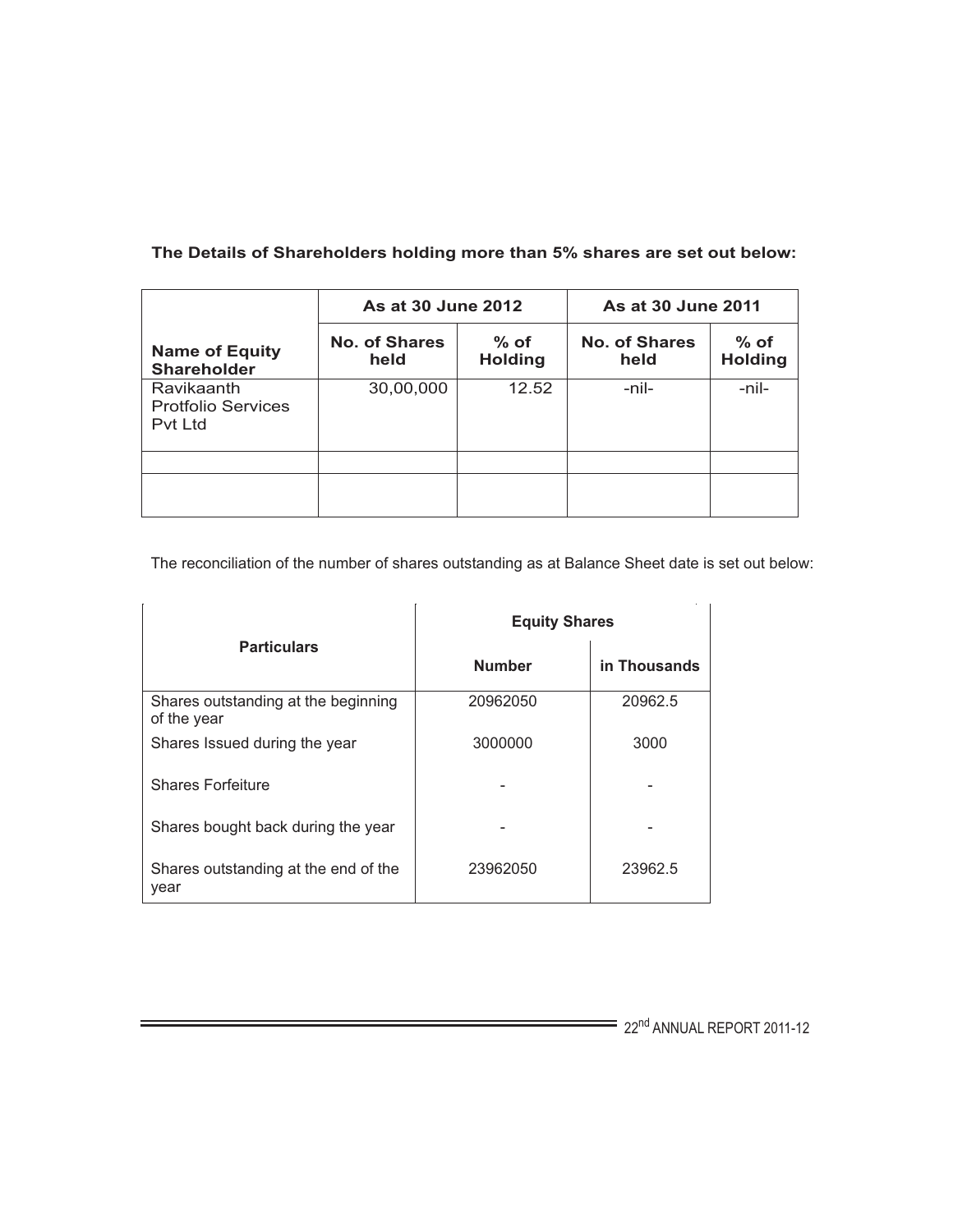**The Details of Shareholders holding more than 5% shares are set out below:**

| Name of Equity Shareholder | As at 30 June 2012 | | As at 30 June 2011 | |
|---|---|---|---|---|
| | No. of Shares held | % of Holding | No. of Shares held | % of Holding |
| Ravikaanth Protfolio Services Pvt Ltd | 30,00,000 | 12.52 | -nil- | -nil- |
| | | | | |
| | | | | |

The reconciliation of the number of shares outstanding as at Balance Sheet date is set out below:

| Particulars | Equity Shares | |
|---|---|---|
| | Number | in Thousands |
| Shares outstanding at the beginning of the year | 20962050 | 20962.5 |
| Shares Issued during the year | 3000000 | 3000 |
| Shares Forfeiture | - | - |
| Shares bought back during the year | - | - |
| Shares outstanding at the end of the year | 23962050 | 23962.5 |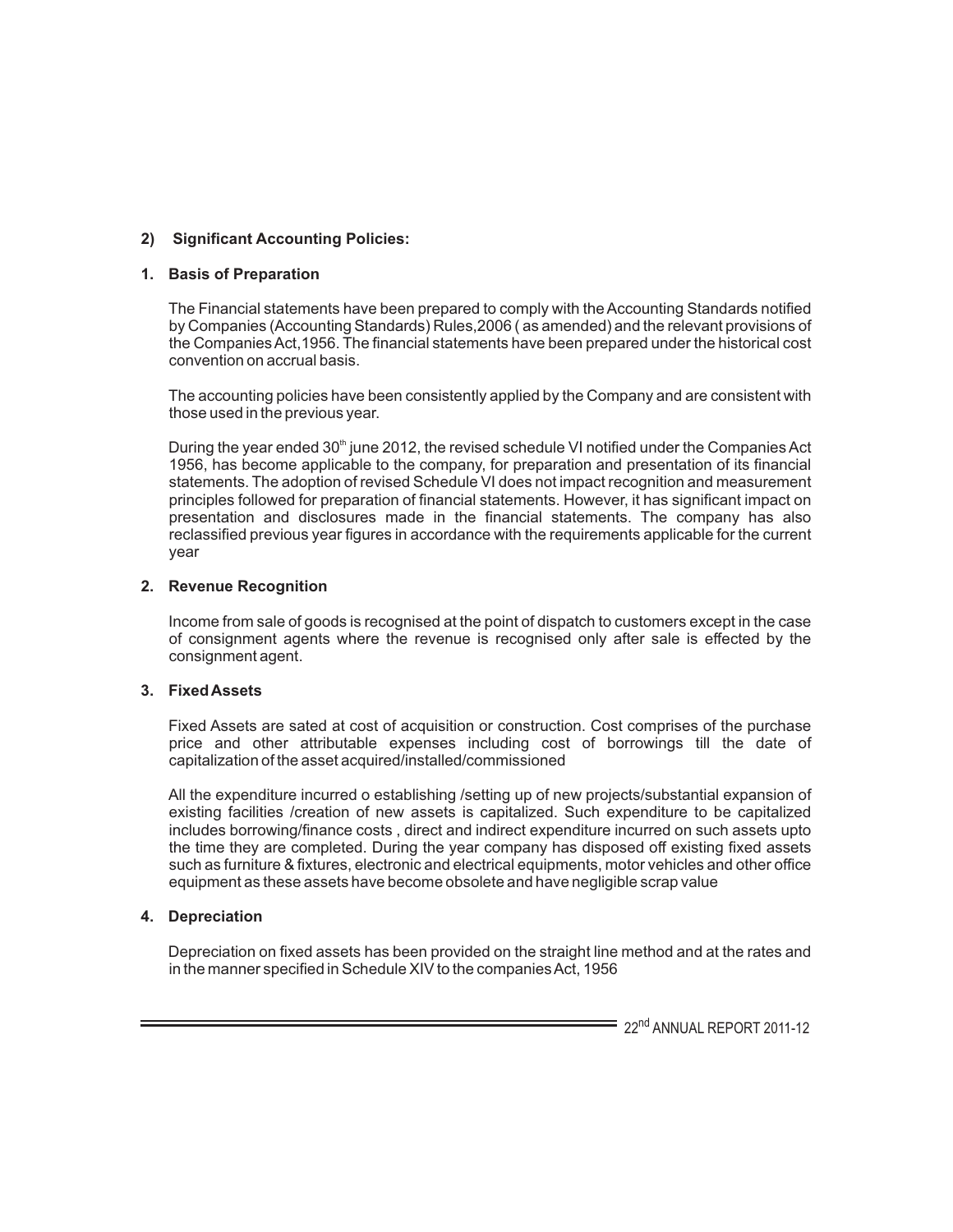## 2) Significant Accounting Policies:

### 1. Basis of Preparation

The Financial statements have been prepared to comply with the Accounting Standards notified by Companies (Accounting Standards) Rules,2006 ( as amended) and the relevant provisions of the Companies Act,1956. The financial statements have been prepared under the historical cost convention on accrual basis.

The accounting policies have been consistently applied by the Company and are consistent with those used in the previous year.

During the year ended 30th june 2012, the revised schedule VI notified under the Companies Act 1956, has become applicable to the company, for preparation and presentation of its financial statements. The adoption of revised Schedule VI does not impact recognition and measurement principles followed for preparation of financial statements. However, it has significant impact on presentation and disclosures made in the financial statements. The company has also reclassified previous year figures in accordance with the requirements applicable for the current year

### 2. Revenue Recognition

Income from sale of goods is recognised at the point of dispatch to customers except in the case of consignment agents where the revenue is recognised only after sale is effected by the consignment agent.

### 3. Fixed Assets

Fixed Assets are sated at cost of acquisition or construction. Cost comprises of the purchase price and other attributable expenses including cost of borrowings till the date of capitalization of the asset acquired/installed/commissioned

All the expenditure incurred o establishing /setting up of new projects/substantial expansion of existing facilities /creation of new assets is capitalized. Such expenditure to be capitalized includes borrowing/finance costs , direct and indirect expenditure incurred on such assets upto the time they are completed. During the year company has disposed off existing fixed assets such as furniture & fixtures, electronic and electrical equipments, motor vehicles and other office equipment as these assets have become obsolete and have negligible scrap value

### 4. Depreciation

Depreciation on fixed assets has been provided on the straight line method and at the rates and in the manner specified in Schedule XIV to the companies Act, 1956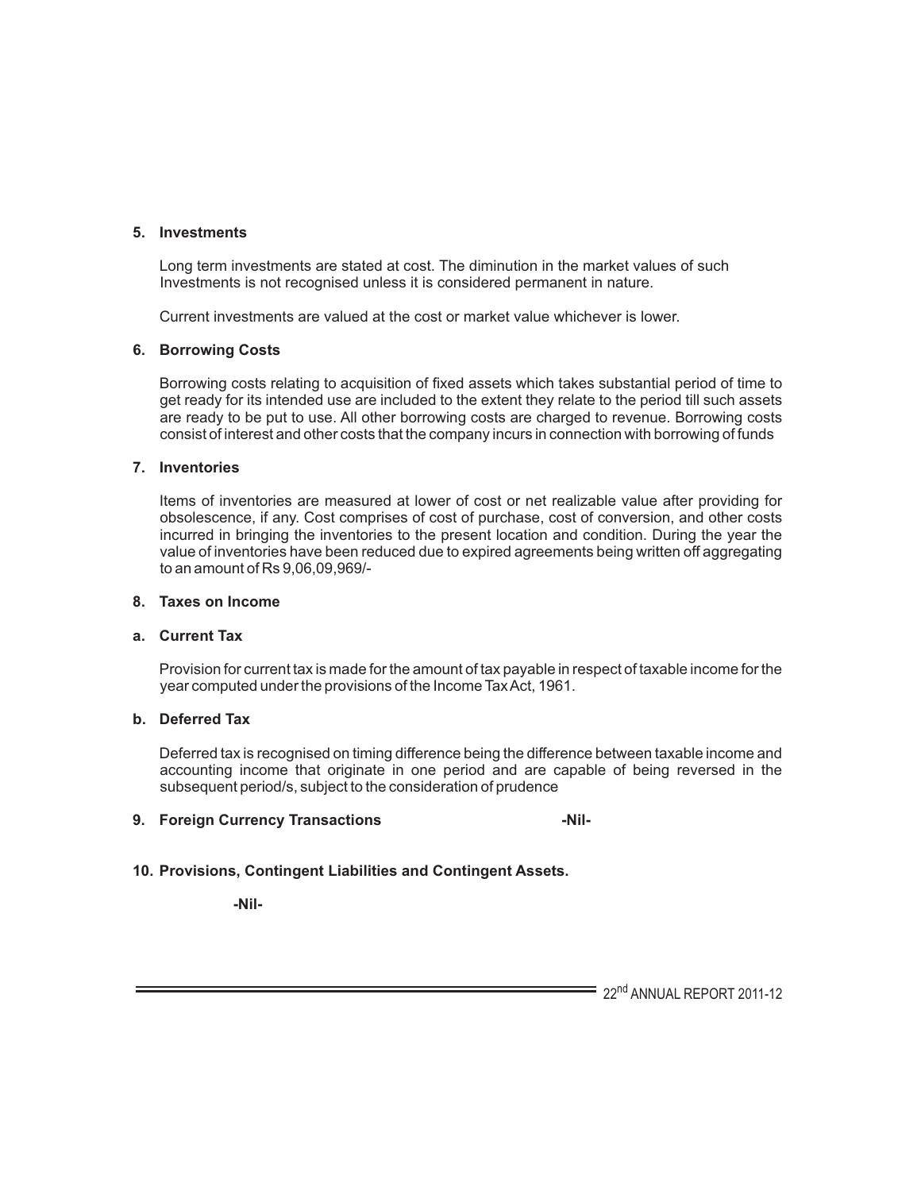**5. Investments**

Long term investments are stated at cost. The diminution in the market values of such Investments is not recognised unless it is considered permanent in nature.

Current investments are valued at the cost or market value whichever is lower.

**6. Borrowing Costs**

Borrowing costs relating to acquisition of fixed assets which takes substantial period of time to get ready for its intended use are included to the extent they relate to the period till such assets are ready to be put to use. All other borrowing costs are charged to revenue. Borrowing costs consist of interest and other costs that the company incurs in connection with borrowing of funds

**7. Inventories**

Items of inventories are measured at lower of cost or net realizable value after providing for obsolescence, if any. Cost comprises of cost of purchase, cost of conversion, and other costs incurred in bringing the inventories to the present location and condition. During the year the value of inventories have been reduced due to expired agreements being written off aggregating to an amount of Rs 9,06,09,969/-

**8. Taxes on Income**

**a. Current Tax**

Provision for current tax is made for the amount of tax payable in respect of taxable income for the year computed under the provisions of the Income Tax Act, 1961.

**b. Deferred Tax**

Deferred tax is recognised on timing difference being the difference between taxable income and accounting income that originate in one period and are capable of being reversed in the subsequent period/s, subject to the consideration of prudence

**9. Foreign Currency Transactions** **-Nil-**

**10. Provisions, Contingent Liabilities and Contingent Assets.**

**-Nil-**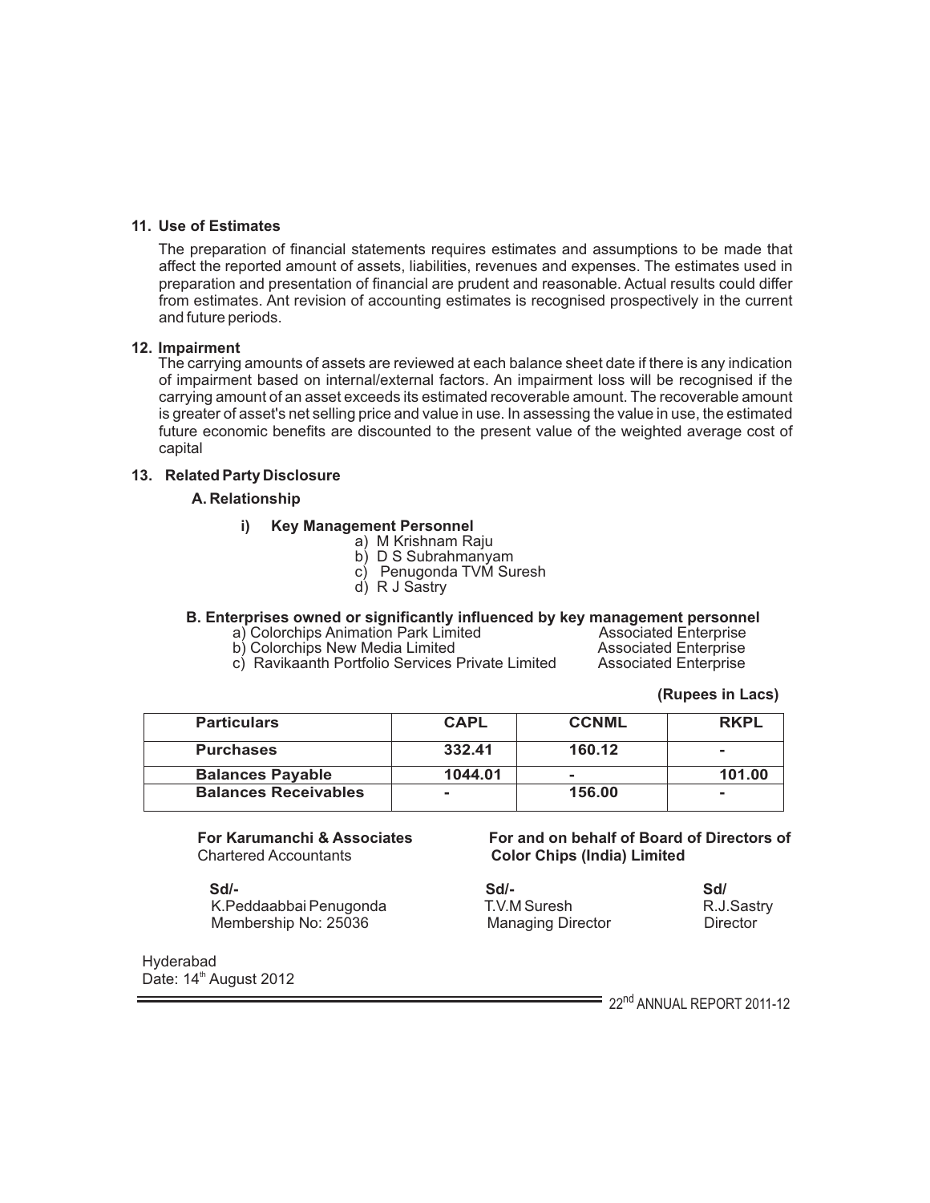**11. Use of Estimates**

The preparation of financial statements requires estimates and assumptions to be made that affect the reported amount of assets, liabilities, revenues and expenses. The estimates used in preparation and presentation of financial are prudent and reasonable. Actual results could differ from estimates. Ant revision of accounting estimates is recognised prospectively in the current and future periods.

**12. Impairment**

The carrying amounts of assets are reviewed at each balance sheet date if there is any indication of impairment based on internal/external factors. An impairment loss will be recognised if the carrying amount of an asset exceeds its estimated recoverable amount. The recoverable amount is greater of asset's net selling price and value in use. In assessing the value in use, the estimated future economic benefits are discounted to the present value of the weighted average cost of capital

**13. Related Party Disclosure**

**A. Relationship**

**i) Key Management Personnel**

a) M Krishnam Raju
b) D S Subrahmanyam
c) Penugonda TVM Suresh
d) R J Sastry

**B. Enterprises owned or significantly influenced by key management personnel**

a) Colorchips Animation Park Limited — Associated Enterprise
b) Colorchips New Media Limited — Associated Enterprise
c) Ravikaanth Portfolio Services Private Limited — Associated Enterprise

**(Rupees in Lacs)**

| Particulars | CAPL | CCNML | RKPL |
|---|---|---|---|
| Purchases | 332.41 | 160.12 | - |
| Balances Payable | 1044.01 | - | 101.00 |
| Balances Receivables | - | 156.00 | - |

**For Karumanchi & Associates**
Chartered Accountants

**Sd/-**
K.Peddaabbai Penugonda
Membership No: 25036

**For and on behalf of Board of Directors of Color Chips (India) Limited**

**Sd/-**
T.V.M Suresh
Managing Director

**Sd/**
R.J.Sastry
Director

Hyderabad
Date: 14th August 2012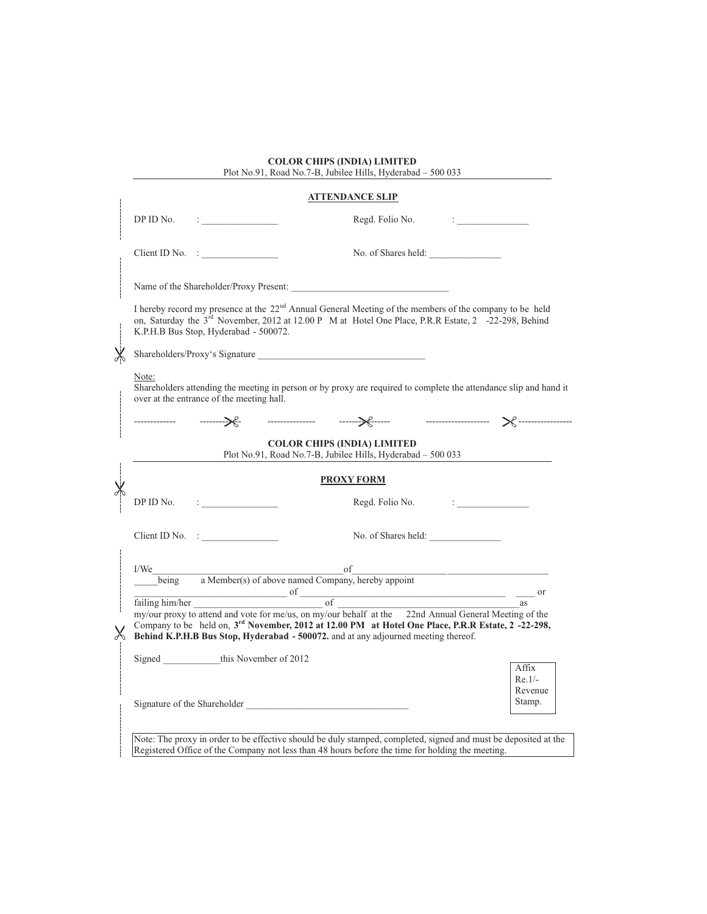**COLOR CHIPS (INDIA) LIMITED**

Plot No.91, Road No.7-B, Jubilee Hills, Hyderabad – 500 033

**ATTENDANCE SLIP**

DP ID No. : _______________ Regd. Folio No. : _______________

Client ID No. : _______________ No. of Shares held: _______________

Name of the Shareholder/Proxy Present: _________________________________

I hereby record my presence at the 22nd Annual General Meeting of the members of the company to be held on, Saturday the 3rd November, 2012 at 12.00 P M at Hotel One Place, P.R.R Estate, 2 -22-298, Behind K.P.H.B Bus Stop, Hyderabad - 500072.

Shareholders/Proxy's Signature ___________________________________

Note:

Shareholders attending the meeting in person or by proxy are required to complete the attendance slip and hand it over at the entrance of the meeting hall.

---

**COLOR CHIPS (INDIA) LIMITED**

Plot No.91, Road No.7-B, Jubilee Hills, Hyderabad – 500 033

**PROXY FORM**

DP ID No. : _______________ Regd. Folio No. : _______________

Client ID No. : _______________ No. of Shares held: _______________

I/We_______________________________________of_____________________________________________ _____being a Member(s) of above named Company, hereby appoint _______________________________ of ___________________________________________ ____ or failing him/her _____________________ of _______________________________________as my/our proxy to attend and vote for me/us, on my/our behalf at the 22nd Annual General Meeting of the Company to be held on, **3rd November, 2012 at 12.00 PM at Hotel One Place, P.R.R Estate, 2 -22-298, Behind K.P.H.B Bus Stop, Hyderabad - 500072.** and at any adjourned meeting thereof.

Signed ____________this November of 2012

Affix Re.1/- Revenue Stamp.

Signature of the Shareholder _________________________________

Note: The proxy in order to be effective should be duly stamped, completed, signed and must be deposited at the Registered Office of the Company not less than 48 hours before the time for holding the meeting.